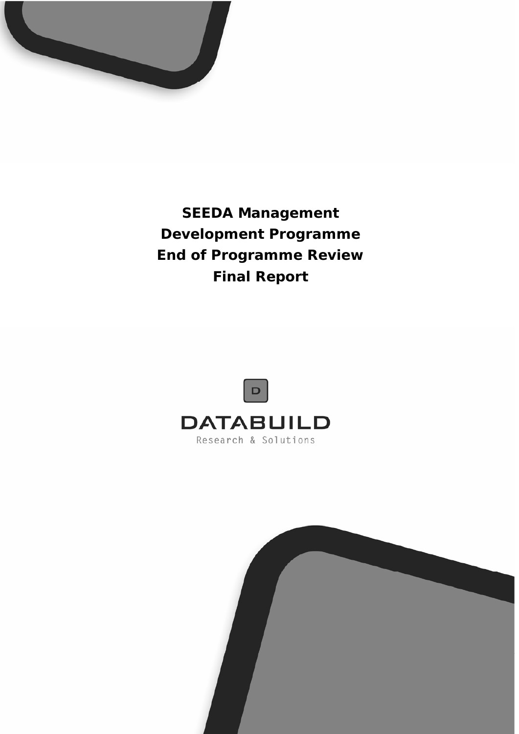# SEEDA Management Development Programme End of Programme Review Final Report

DATABUILD

Research & Solutions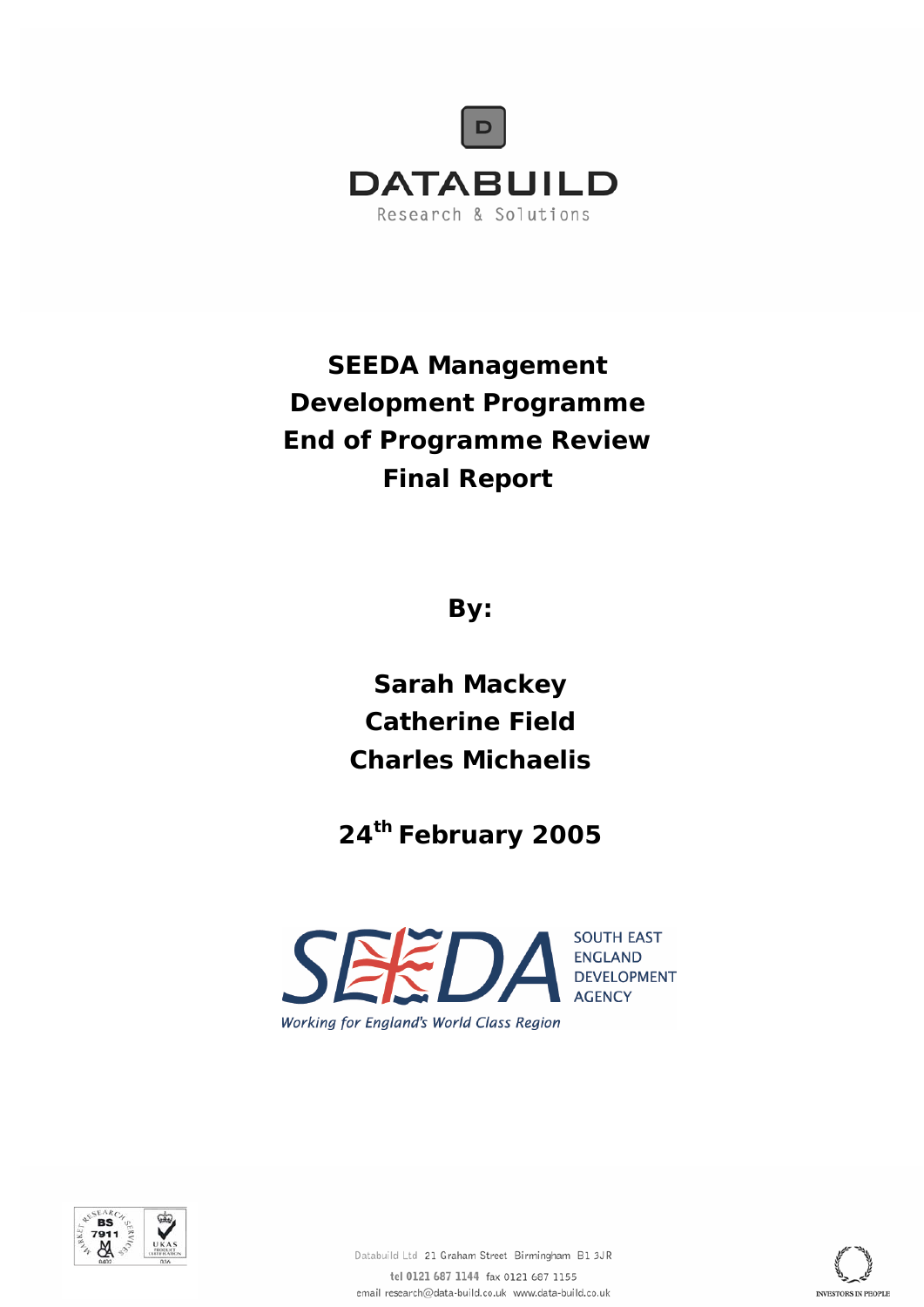DATABUILD

Research & Solutions

# SEEDA Management Development Programme End of Programme Review Final Report

**By:**

**Sarah Mackey**
**Catherine Field**
**Charles Michaelis**

**24th February 2005**

SEEDA SOUTH EAST ENGLAND DEVELOPMENT AGENCY

*Working for England's World Class Region*

Databuild Ltd 21 Graham Street Birmingham B1 3JR

tel 0121 687 1144 fax 0121 687 1155

email research@data-build.co.uk www.data-build.co.uk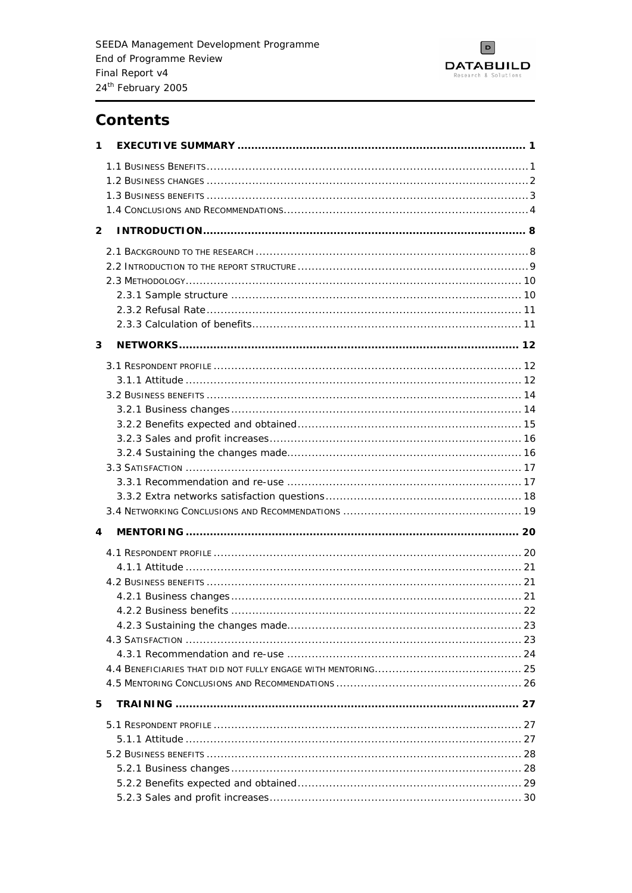# Contents

**1 EXECUTIVE SUMMARY ........................................................................................ 1**

1.1 Business Benefits ........................................................................................ 1
1.2 Business changes ........................................................................................ 2
1.3 Business benefits ........................................................................................ 3
1.4 Conclusions and Recommendations ........................................................................ 4

**2 INTRODUCTION ........................................................................................ 8**

2.1 Background to the research ........................................................................................ 8
2.2 Introduction to the report structure ........................................................................................ 9
2.3 Methodology ........................................................................................ 10
2.3.1 Sample structure ........................................................................................ 10
2.3.2 Refusal Rate ........................................................................................ 11
2.3.3 Calculation of benefits ........................................................................................ 11

**3 NETWORKS ........................................................................................ 12**

3.1 Respondent profile ........................................................................................ 12
3.1.1 Attitude ........................................................................................ 12
3.2 Business benefits ........................................................................................ 14
3.2.1 Business changes ........................................................................................ 14
3.2.2 Benefits expected and obtained ........................................................................................ 15
3.2.3 Sales and profit increases ........................................................................................ 16
3.2.4 Sustaining the changes made ........................................................................................ 16
3.3 Satisfaction ........................................................................................ 17
3.3.1 Recommendation and re-use ........................................................................................ 17
3.3.2 Extra networks satisfaction questions ........................................................................................ 18
3.4 Networking Conclusions and Recommendations ........................................................................................ 19

**4 MENTORING ........................................................................................ 20**

4.1 Respondent profile ........................................................................................ 20
4.1.1 Attitude ........................................................................................ 21
4.2 Business benefits ........................................................................................ 21
4.2.1 Business changes ........................................................................................ 21
4.2.2 Business benefits ........................................................................................ 22
4.2.3 Sustaining the changes made ........................................................................................ 23
4.3 Satisfaction ........................................................................................ 23
4.3.1 Recommendation and re-use ........................................................................................ 24
4.4 Beneficiaries that did not fully engage with mentoring ........................................................................................ 25
4.5 Mentoring Conclusions and Recommendations ........................................................................................ 26

**5 TRAINING ........................................................................................ 27**

5.1 Respondent profile ........................................................................................ 27
5.1.1 Attitude ........................................................................................ 27
5.2 Business benefits ........................................................................................ 28
5.2.1 Business changes ........................................................................................ 28
5.2.2 Benefits expected and obtained ........................................................................................ 29
5.2.3 Sales and profit increases ........................................................................................ 30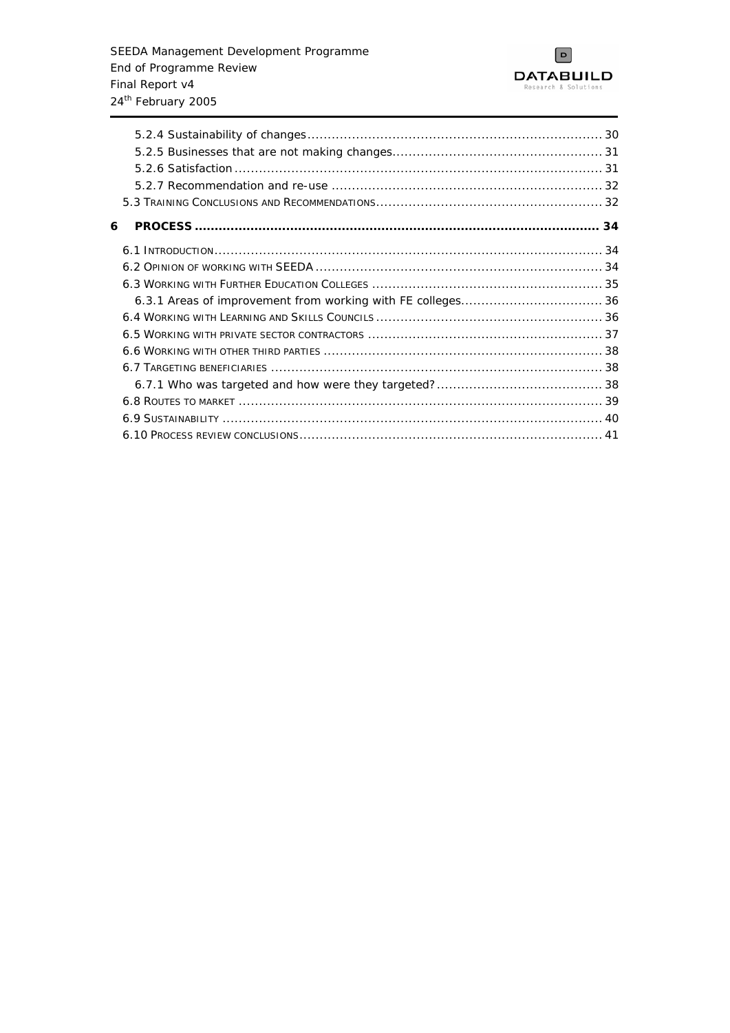5.2.4 Sustainability of changes ........ 30
5.2.5 Businesses that are not making changes ........ 31
5.2.6 Satisfaction ........ 31
5.2.7 Recommendation and re-use ........ 32
5.3 Training Conclusions and Recommendations ........ 32

**6 PROCESS ........ 34**

6.1 Introduction ........ 34
6.2 Opinion of working with SEEDA ........ 34
6.3 Working with Further Education Colleges ........ 35
6.3.1 Areas of improvement from working with FE colleges ........ 36
6.4 Working with Learning and Skills Councils ........ 36
6.5 Working with private sector contractors ........ 37
6.6 Working with other third parties ........ 38
6.7 Targeting beneficiaries ........ 38
6.7.1 Who was targeted and how were they targeted? ........ 38
6.8 Routes to market ........ 39
6.9 Sustainability ........ 40
6.10 Process review conclusions ........ 41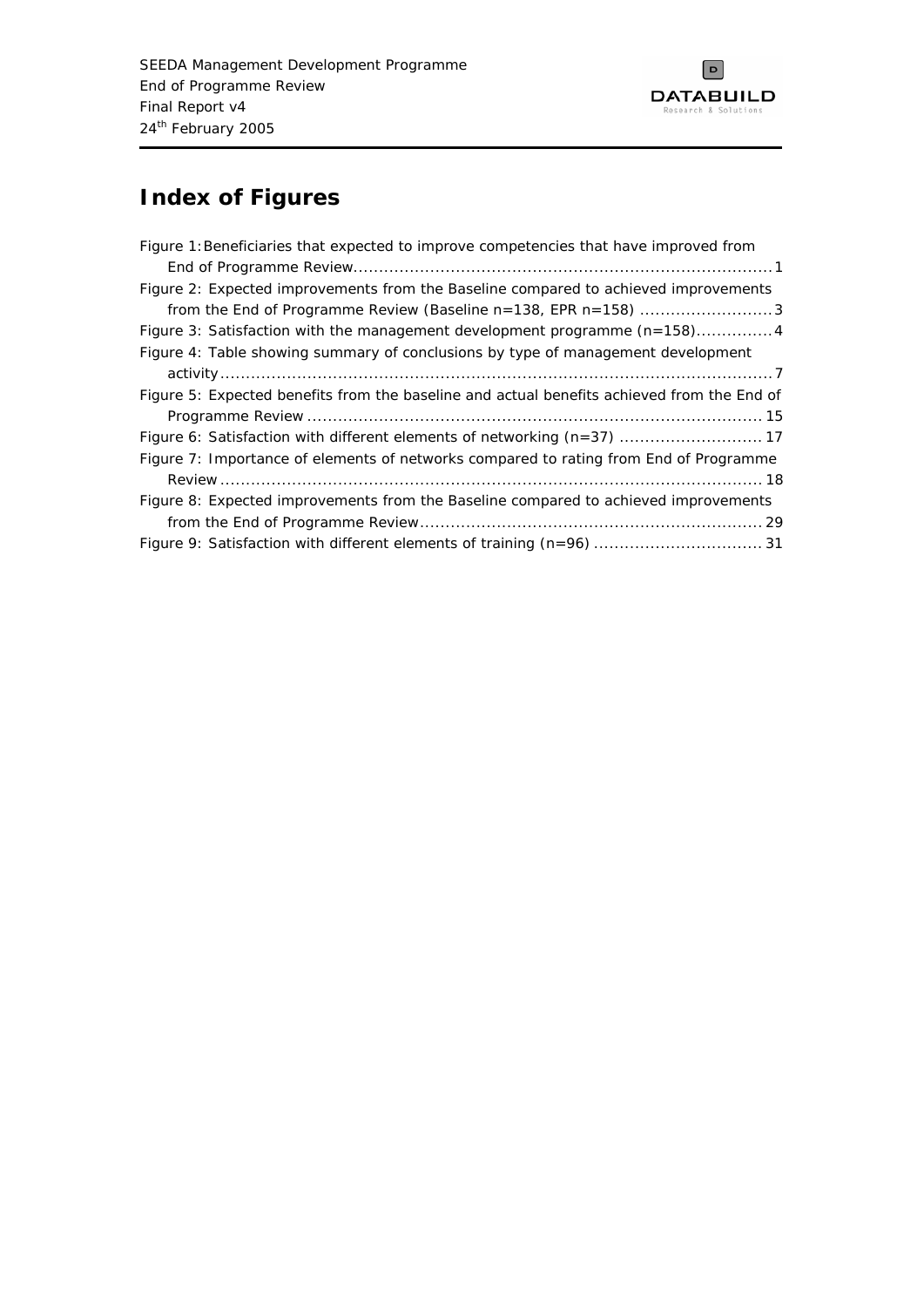# Index of Figures

Figure 1: Beneficiaries that expected to improve competencies that have improved from End of Programme Review....................................................................................1

Figure 2: Expected improvements from the Baseline compared to achieved improvements from the End of Programme Review (Baseline n=138, EPR n=158) ..........................3

Figure 3: Satisfaction with the management development programme (n=158)...............4

Figure 4: Table showing summary of conclusions by type of management development activity................................................................................................................7

Figure 5: Expected benefits from the baseline and actual benefits achieved from the End of Programme Review ........................................................................................... 15

Figure 6: Satisfaction with different elements of networking (n=37) ............................ 17

Figure 7: Importance of elements of networks compared to rating from End of Programme Review ............................................................................................................. 18

Figure 8: Expected improvements from the Baseline compared to achieved improvements from the End of Programme Review.................................................................... 29

Figure 9: Satisfaction with different elements of training (n=96) ................................. 31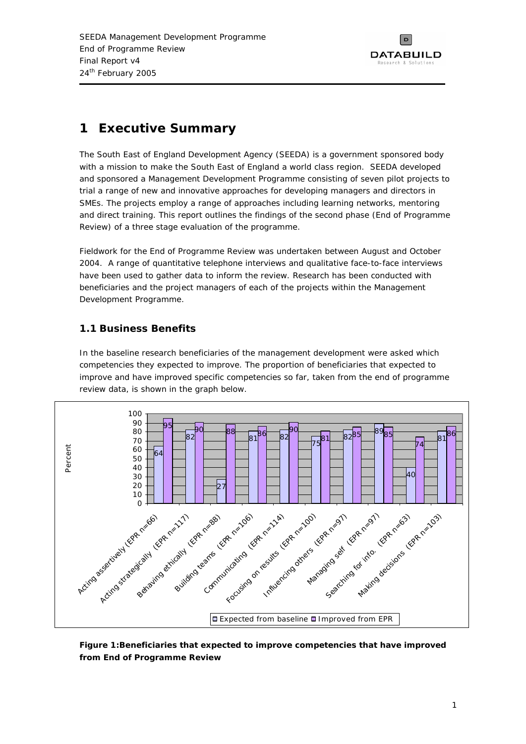# 1 Executive Summary

The South East of England Development Agency (SEEDA) is a government sponsored body with a mission to make the South East of England a world class region. SEEDA developed and sponsored a Management Development Programme consisting of seven pilot projects to trial a range of new and innovative approaches for developing managers and directors in SMEs. The projects employ a range of approaches including learning networks, mentoring and direct training. This report outlines the findings of the second phase (End of Programme Review) of a three stage evaluation of the programme.

Fieldwork for the End of Programme Review was undertaken between August and October 2004. A range of quantitative telephone interviews and qualitative face-to-face interviews have been used to gather data to inform the review. Research has been conducted with beneficiaries and the project managers of each of the projects within the Management Development Programme.

## 1.1 Business Benefits

In the baseline research beneficiaries of the management development were asked which competencies they expected to improve. The proportion of beneficiaries that expected to improve and have improved specific competencies so far, taken from the end of programme review data, is shown in the graph below.

| Competency | Expected from baseline (%) | Improved from EPR (%) |
|---|---|---|
| Acting assertively (EPR n=66) | 64 | 95 |
| Acting strategically (EPR n=117) | 82 | 90 |
| Behaving ethically (EPR n=88) | 27 | 88 |
| Building teams (EPR n=106) | 81 | 86 |
| Communicating (EPR n=114) | 82 | 90 |
| Focusing on results (EPR n=100) | 75 | 81 |
| Influencing others (EPR n=97) | 82 | 85 |
| Managing self (EPR n=97) | 89 | 85 |
| Searching for info. (EPR n=63) | 40 | 74 |
| Making decisions (EPR n=103) | 81 | 86 |

**Figure 1: Beneficiaries that expected to improve competencies that have improved from End of Programme Review**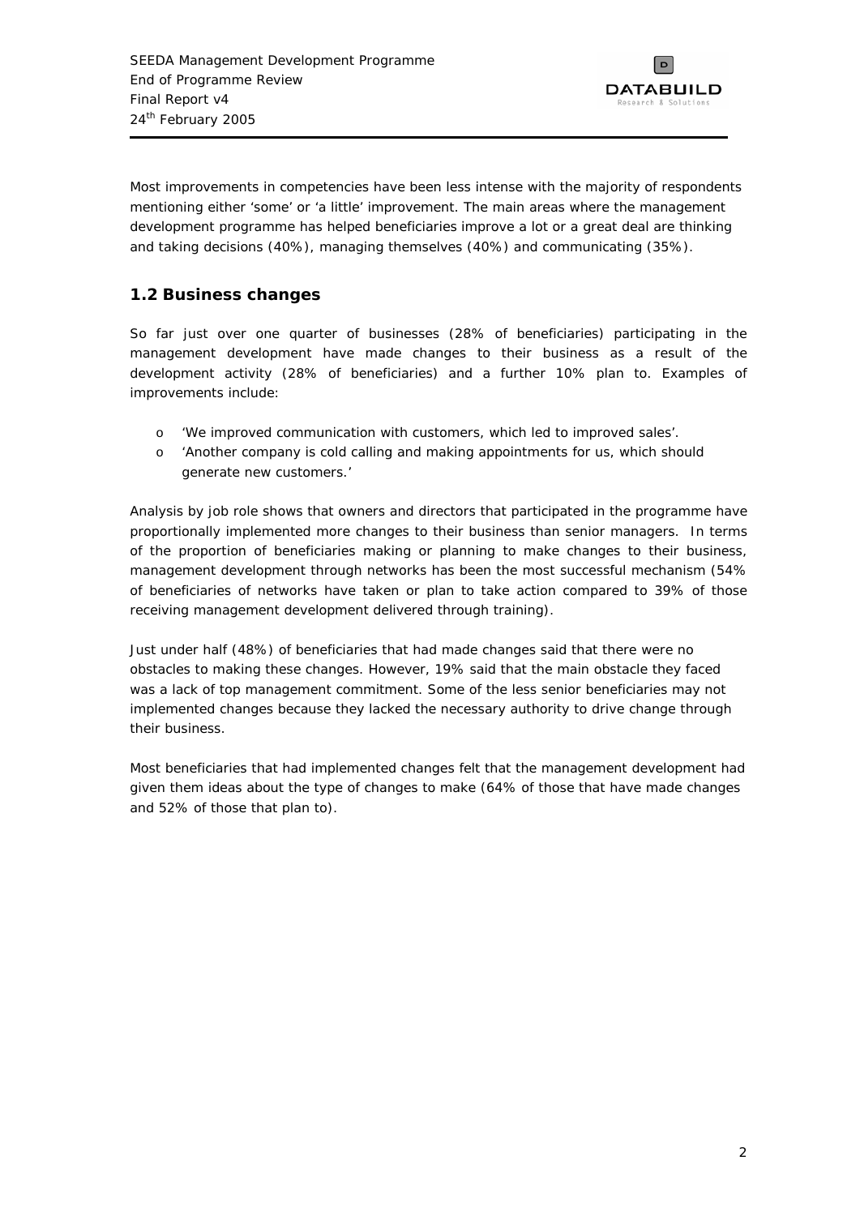Most improvements in competencies have been less intense with the majority of respondents mentioning either 'some' or 'a little' improvement. The main areas where the management development programme has helped beneficiaries improve a lot or a great deal are thinking and taking decisions (40%), managing themselves (40%) and communicating (35%).

## 1.2 Business changes

So far just over one quarter of businesses (28% of beneficiaries) participating in the management development have made changes to their business as a result of the development activity (28% of beneficiaries) and a further 10% plan to. Examples of improvements include:

- 'We improved communication with customers, which led to improved sales'.
- 'Another company is cold calling and making appointments for us, which should generate new customers.'

Analysis by job role shows that owners and directors that participated in the programme have proportionally implemented more changes to their business than senior managers. In terms of the proportion of beneficiaries making or planning to make changes to their business, management development through networks has been the most successful mechanism (54% of beneficiaries of networks have taken or plan to take action compared to 39% of those receiving management development delivered through training).

Just under half (48%) of beneficiaries that had made changes said that there were no obstacles to making these changes. However, 19% said that the main obstacle they faced was a lack of top management commitment. Some of the less senior beneficiaries may not implemented changes because they lacked the necessary authority to drive change through their business.

Most beneficiaries that had implemented changes felt that the management development had given them ideas about the type of changes to make (64% of those that have made changes and 52% of those that plan to).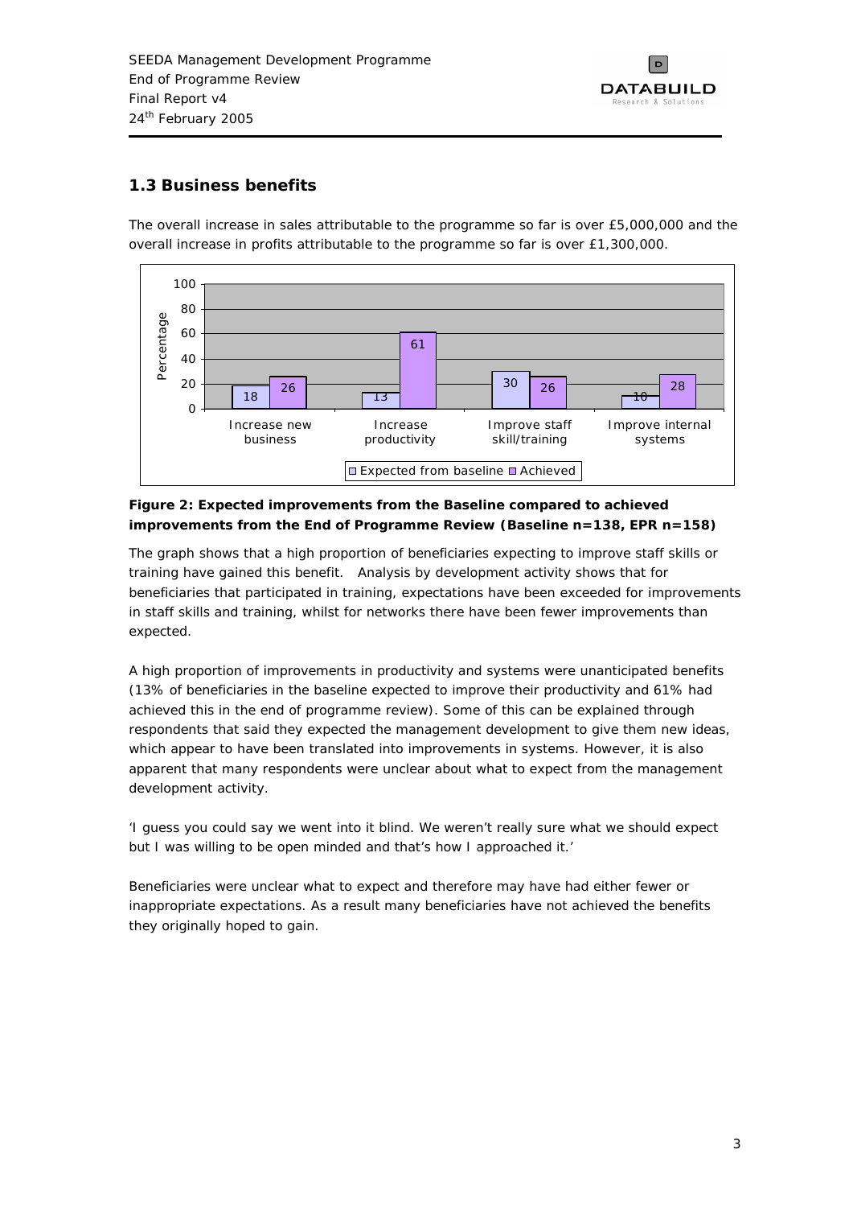## 1.3 Business benefits

The overall increase in sales attributable to the programme so far is over £5,000,000 and the overall increase in profits attributable to the programme so far is over £1,300,000.

| | Expected from baseline | Achieved |
|---|---|---|
| Increase new business | 18 | 26 |
| Increase productivity | 13 | 61 |
| Improve staff skill/training | 30 | 26 |
| Improve internal systems | 10 | 28 |

**Figure 2: Expected improvements from the Baseline compared to achieved improvements from the End of Programme Review (Baseline n=138, EPR n=158)**

The graph shows that a high proportion of beneficiaries expecting to improve staff skills or training have gained this benefit. Analysis by development activity shows that for beneficiaries that participated in training, expectations have been exceeded for improvements in staff skills and training, whilst for networks there have been fewer improvements than expected.

A high proportion of improvements in productivity and systems were unanticipated benefits (13% of beneficiaries in the baseline expected to improve their productivity and 61% had achieved this in the end of programme review). Some of this can be explained through respondents that said they expected the management development to give them new ideas, which appear to have been translated into improvements in systems. However, it is also apparent that many respondents were unclear about what to expect from the management development activity.

'I guess you could say we went into it blind. We weren't really sure what we should expect but I was willing to be open minded and that's how I approached it.'

Beneficiaries were unclear what to expect and therefore may have had either fewer or inappropriate expectations. As a result many beneficiaries have not achieved the benefits they originally hoped to gain.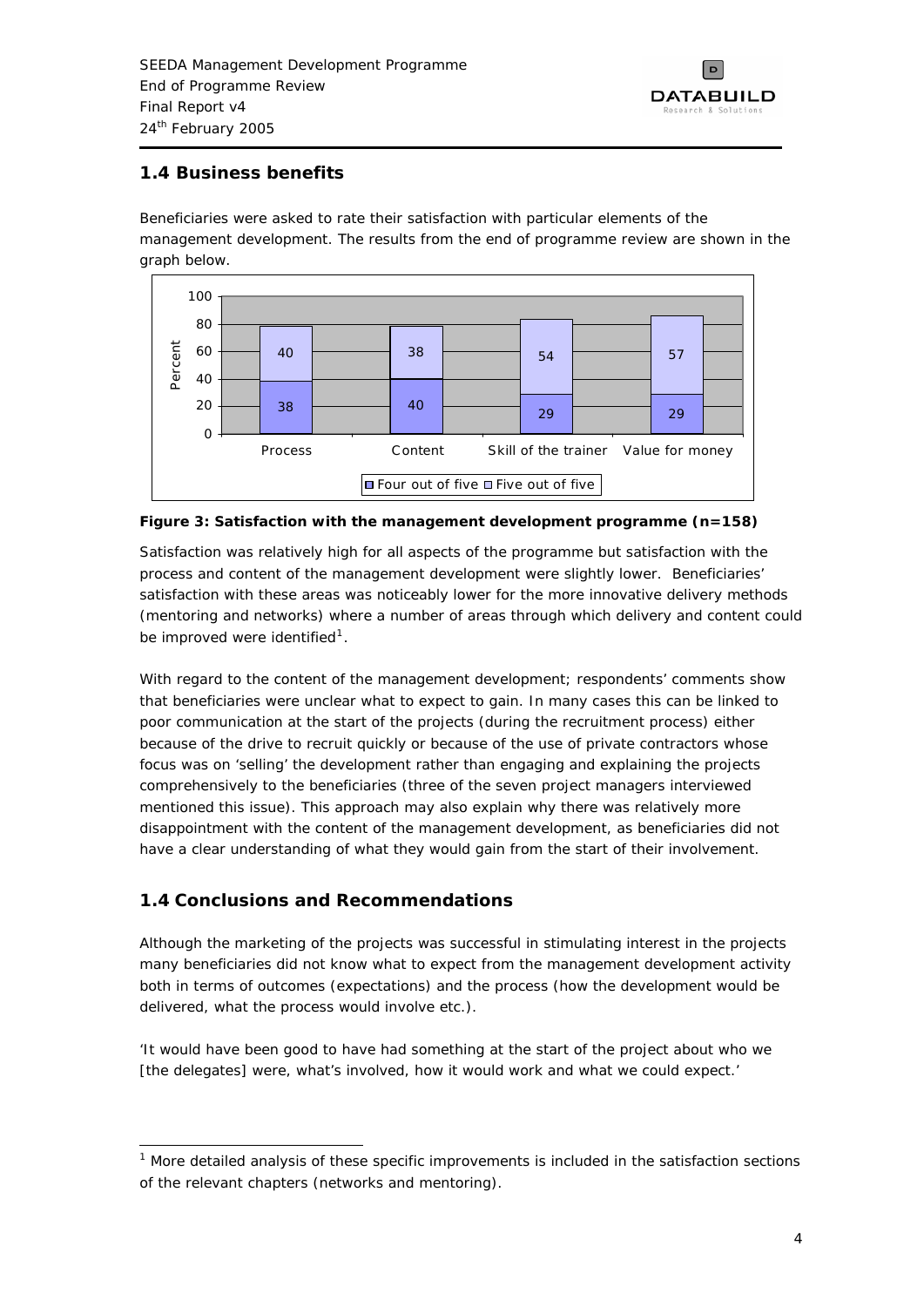## 1.4 Business benefits

Beneficiaries were asked to rate their satisfaction with particular elements of the management development. The results from the end of programme review are shown in the graph below.

| | Process | Content | Skill of the trainer | Value for money |
|---|---|---|---|---|
| Four out of five (%) | 38 | 40 | 29 | 29 |
| Five out of five (%) | 40 | 38 | 54 | 57 |

**Figure 3: Satisfaction with the management development programme (n=158)**

Satisfaction was relatively high for all aspects of the programme but satisfaction with the process and content of the management development were slightly lower. Beneficiaries' satisfaction with these areas was noticeably lower for the more innovative delivery methods (mentoring and networks) where a number of areas through which delivery and content could be improved were identified[1].

With regard to the content of the management development; respondents' comments show that beneficiaries were unclear what to expect to gain. In many cases this can be linked to poor communication at the start of the projects (during the recruitment process) either because of the drive to recruit quickly or because of the use of private contractors whose focus was on 'selling' the development rather than engaging and explaining the projects comprehensively to the beneficiaries (three of the seven project managers interviewed mentioned this issue). This approach may also explain why there was relatively more disappointment with the content of the management development, as beneficiaries did not have a clear understanding of what they would gain from the start of their involvement.

## 1.4 Conclusions and Recommendations

Although the marketing of the projects was successful in stimulating interest in the projects many beneficiaries did not know what to expect from the management development activity both in terms of outcomes (expectations) and the process (how the development would be delivered, what the process would involve etc.).

*'It would have been good to have had something at the start of the project about who we [the delegates] were, what's involved, how it would work and what we could expect.'*

---

[1] More detailed analysis of these specific improvements is included in the satisfaction sections of the relevant chapters (networks and mentoring).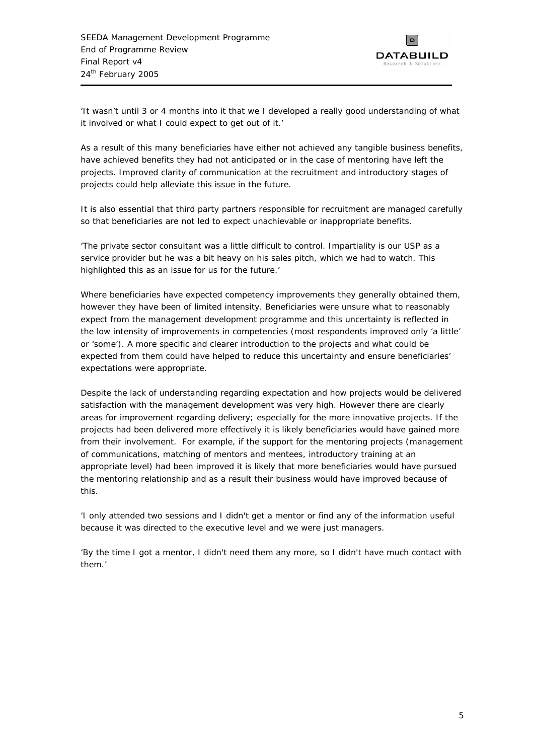'It wasn't until 3 or 4 months into it that we I developed a really good understanding of what it involved or what I could expect to get out of it.'

As a result of this many beneficiaries have either not achieved any tangible business benefits, have achieved benefits they had not anticipated or in the case of mentoring have left the projects. Improved clarity of communication at the recruitment and introductory stages of projects could help alleviate this issue in the future.

It is also essential that third party partners responsible for recruitment are managed carefully so that beneficiaries are not led to expect unachievable or inappropriate benefits.

'The private sector consultant was a little difficult to control. Impartiality is our USP as a service provider but he was a bit heavy on his sales pitch, which we had to watch. This highlighted this as an issue for us for the future.'

Where beneficiaries have expected competency improvements they generally obtained them, however they have been of limited intensity. Beneficiaries were unsure what to reasonably expect from the management development programme and this uncertainty is reflected in the low intensity of improvements in competencies (most respondents improved only 'a little' or 'some'). A more specific and clearer introduction to the projects and what could be expected from them could have helped to reduce this uncertainty and ensure beneficiaries' expectations were appropriate.

Despite the lack of understanding regarding expectation and how projects would be delivered satisfaction with the management development was very high. However there are clearly areas for improvement regarding delivery; especially for the more innovative projects. If the projects had been delivered more effectively it is likely beneficiaries would have gained more from their involvement. For example, if the support for the mentoring projects (management of communications, matching of mentors and mentees, introductory training at an appropriate level) had been improved it is likely that more beneficiaries would have pursued the mentoring relationship and as a result their business would have improved because of this.

'I only attended two sessions and I didn't get a mentor or find any of the information useful because it was directed to the executive level and we were just managers.

'By the time I got a mentor, I didn't need them any more, so I didn't have much contact with them.'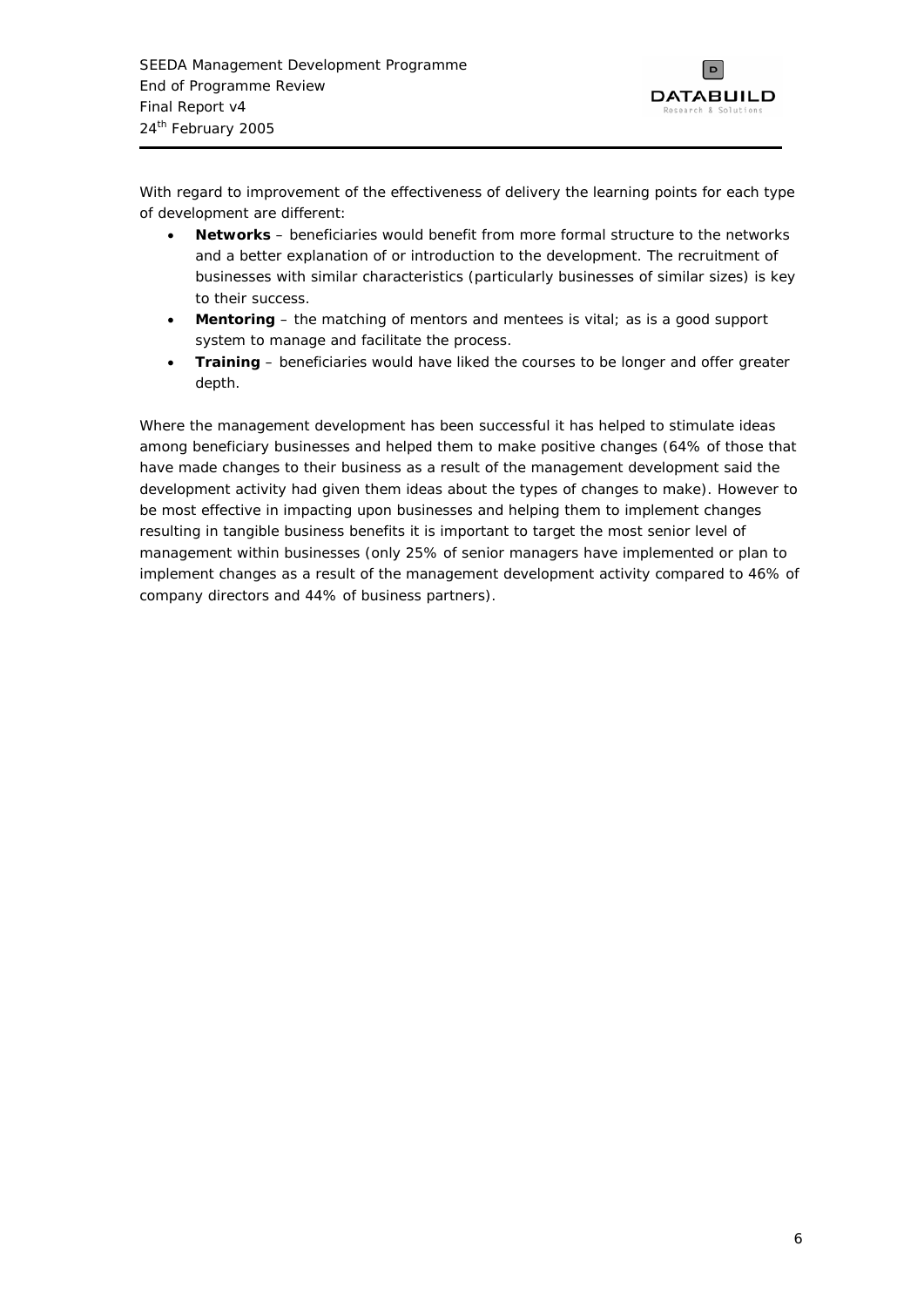With regard to improvement of the effectiveness of delivery the learning points for each type of development are different:

- **Networks** – beneficiaries would benefit from more formal structure to the networks and a better explanation of or introduction to the development. The recruitment of businesses with similar characteristics (particularly businesses of similar sizes) is key to their success.
- **Mentoring** – the matching of mentors and mentees is vital; as is a good support system to manage and facilitate the process.
- **Training** – beneficiaries would have liked the courses to be longer and offer greater depth.

Where the management development has been successful it has helped to stimulate ideas among beneficiary businesses and helped them to make positive changes (64% of those that have made changes to their business as a result of the management development said the development activity had given them ideas about the types of changes to make). However to be most effective in impacting upon businesses and helping them to implement changes resulting in tangible business benefits it is important to target the most senior level of management within businesses (only 25% of senior managers have implemented or plan to implement changes as a result of the management development activity compared to 46% of company directors and 44% of business partners).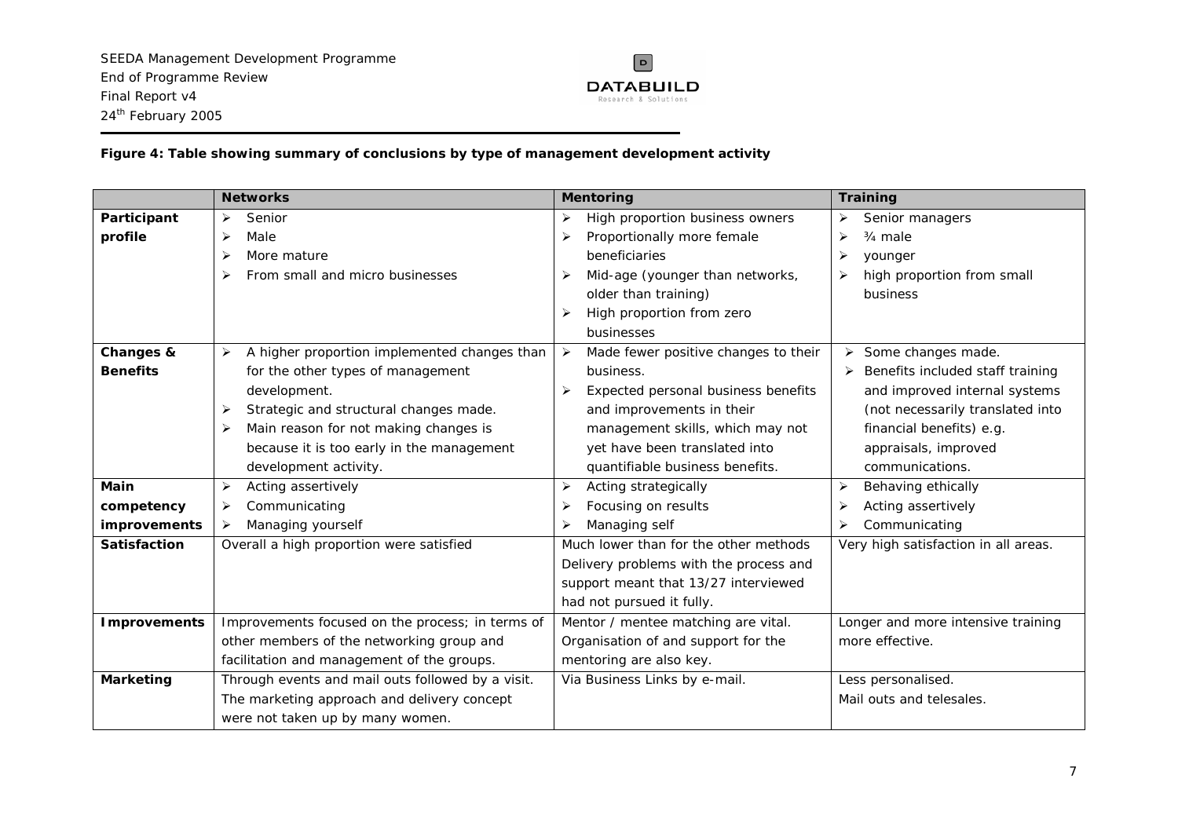**Figure 4: Table showing summary of conclusions by type of management development activity**

| | Networks | Mentoring | Training |
|---|---|---|---|
| **Participant profile** | ➢ Senior<br>➢ Male<br>➢ More mature<br>➢ From small and micro businesses | ➢ High proportion business owners<br>➢ Proportionally more female beneficiaries<br>➢ Mid-age (younger than networks, older than training)<br>➢ High proportion from zero businesses | ➢ Senior managers<br>➢ ¾ male<br>➢ younger<br>➢ high proportion from small business |
| **Changes & Benefits** | ➢ A higher proportion implemented changes than for the other types of management development.<br>➢ Strategic and structural changes made.<br>➢ Main reason for not making changes is because it is too early in the management development activity. | ➢ Made fewer positive changes to their business.<br>➢ Expected personal business benefits and improvements in their management skills, which may not yet have been translated into quantifiable business benefits. | ➢ Some changes made.<br>➢ Benefits included staff training and improved internal systems (not necessarily translated into financial benefits) e.g. appraisals, improved communications. |
| **Main competency improvements** | ➢ Acting assertively<br>➢ Communicating<br>➢ Managing yourself | ➢ Acting strategically<br>➢ Focusing on results<br>➢ Managing self | ➢ Behaving ethically<br>➢ Acting assertively<br>➢ Communicating |
| **Satisfaction** | Overall a high proportion were satisfied | Much lower than for the other methods Delivery problems with the process and support meant that 13/27 interviewed had not pursued it fully. | Very high satisfaction in all areas. |
| **Improvements** | Improvements focused on the process; in terms of other members of the networking group and facilitation and management of the groups. | Mentor / mentee matching are vital. Organisation of and support for the mentoring are also key. | Longer and more intensive training more effective. |
| **Marketing** | Through events and mail outs followed by a visit. The marketing approach and delivery concept were not taken up by many women. | Via Business Links by e-mail. | Less personalised.<br>Mail outs and telesales. |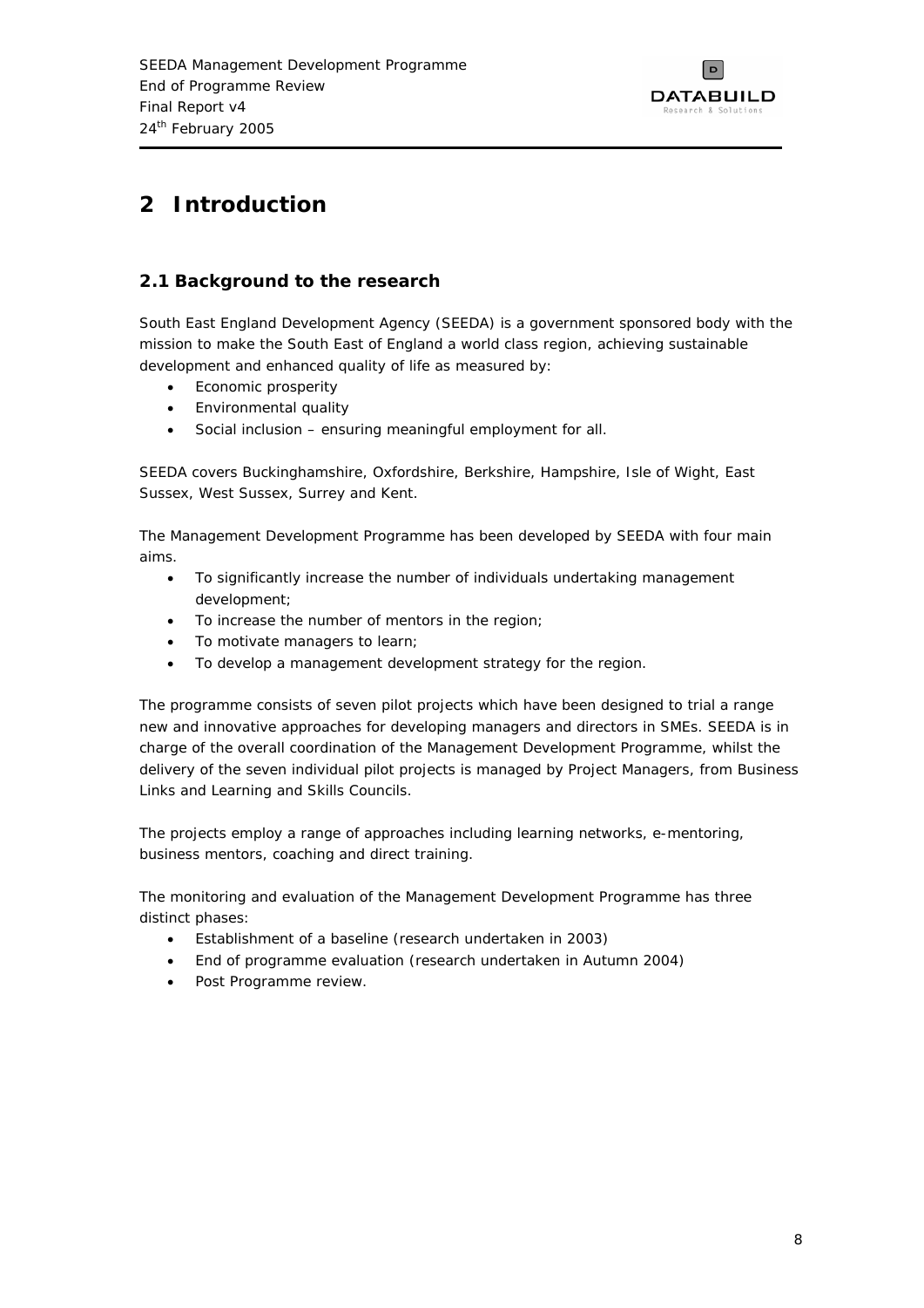# 2 Introduction

## 2.1 Background to the research

South East England Development Agency (SEEDA) is a government sponsored body with the mission to make the South East of England a world class region, achieving sustainable development and enhanced quality of life as measured by:

- Economic prosperity
- Environmental quality
- Social inclusion – ensuring meaningful employment for all.

SEEDA covers Buckinghamshire, Oxfordshire, Berkshire, Hampshire, Isle of Wight, East Sussex, West Sussex, Surrey and Kent.

The Management Development Programme has been developed by SEEDA with four main aims.

- To significantly increase the number of individuals undertaking management development;
- To increase the number of mentors in the region;
- To motivate managers to learn;
- To develop a management development strategy for the region.

The programme consists of seven pilot projects which have been designed to trial a range new and innovative approaches for developing managers and directors in SMEs. SEEDA is in charge of the overall coordination of the Management Development Programme, whilst the delivery of the seven individual pilot projects is managed by Project Managers, from Business Links and Learning and Skills Councils.

The projects employ a range of approaches including learning networks, e-mentoring, business mentors, coaching and direct training.

The monitoring and evaluation of the Management Development Programme has three distinct phases:

- Establishment of a baseline (research undertaken in 2003)
- End of programme evaluation (research undertaken in Autumn 2004)
- Post Programme review.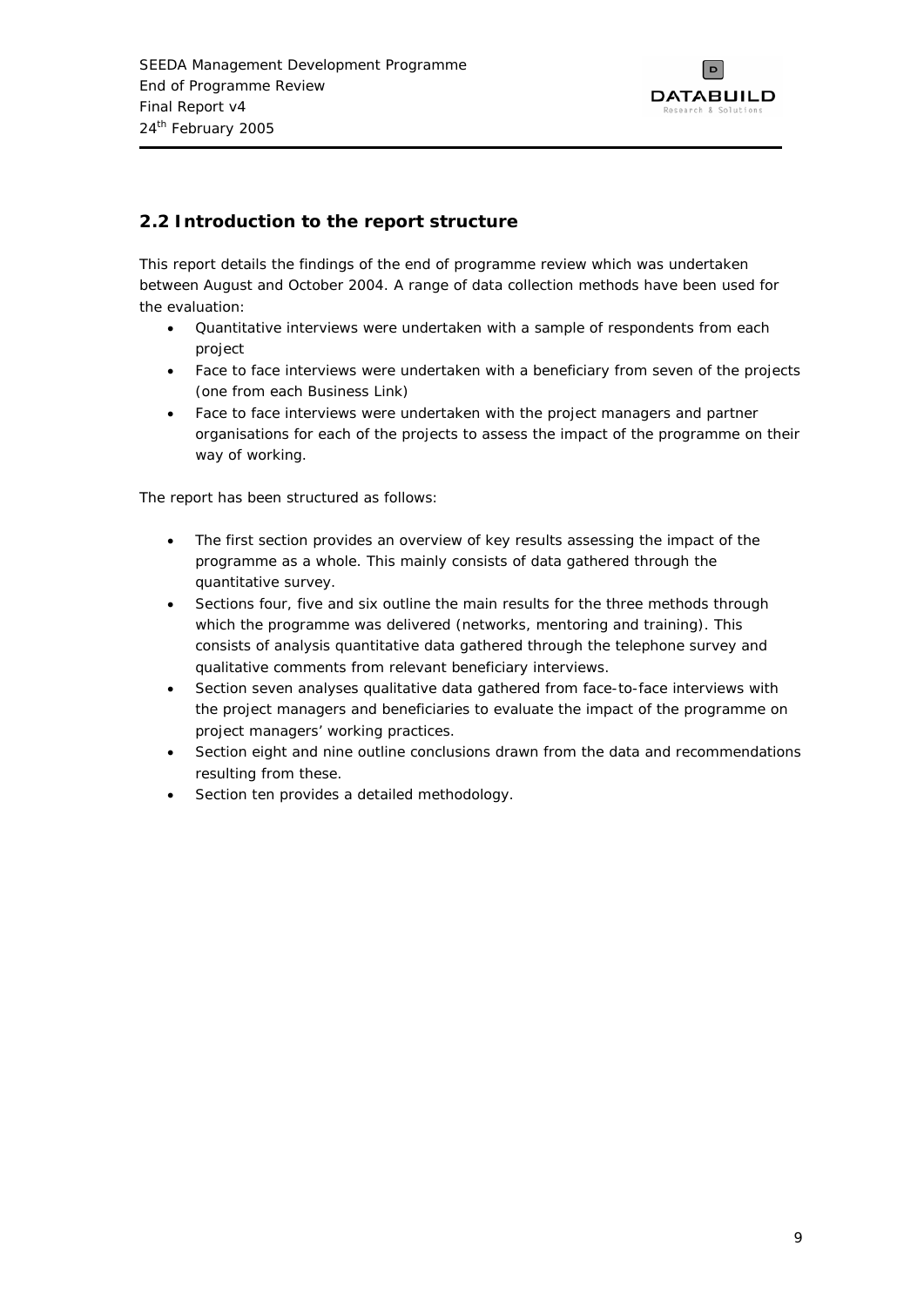## 2.2 Introduction to the report structure

This report details the findings of the end of programme review which was undertaken between August and October 2004. A range of data collection methods have been used for the evaluation:

- Quantitative interviews were undertaken with a sample of respondents from each project
- Face to face interviews were undertaken with a beneficiary from seven of the projects (one from each Business Link)
- Face to face interviews were undertaken with the project managers and partner organisations for each of the projects to assess the impact of the programme on their way of working.

The report has been structured as follows:

- The first section provides an overview of key results assessing the impact of the programme as a whole. This mainly consists of data gathered through the quantitative survey.
- Sections four, five and six outline the main results for the three methods through which the programme was delivered (networks, mentoring and training). This consists of analysis quantitative data gathered through the telephone survey and qualitative comments from relevant beneficiary interviews.
- Section seven analyses qualitative data gathered from face-to-face interviews with the project managers and beneficiaries to evaluate the impact of the programme on project managers' working practices.
- Section eight and nine outline conclusions drawn from the data and recommendations resulting from these.
- Section ten provides a detailed methodology.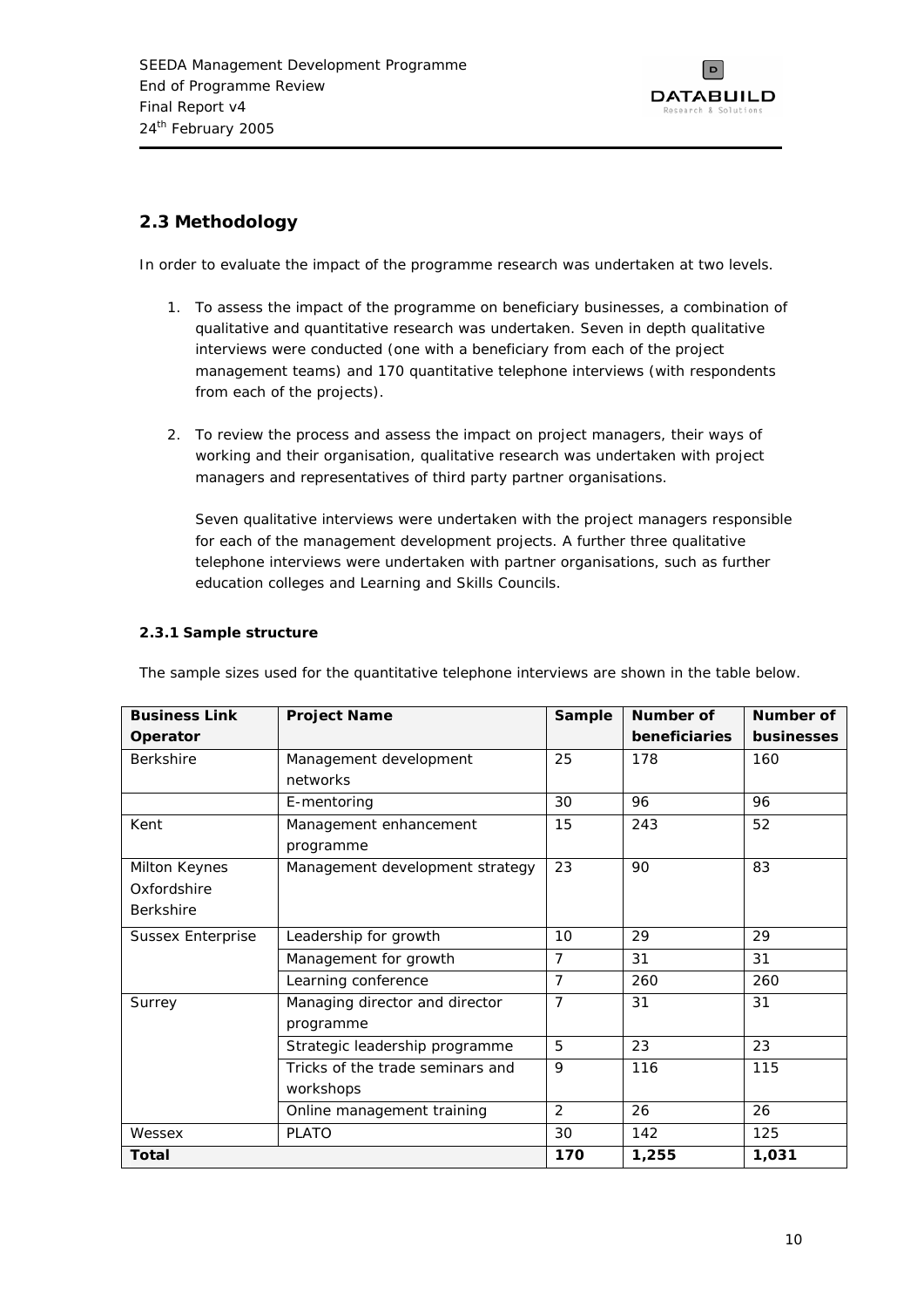## 2.3 Methodology

In order to evaluate the impact of the programme research was undertaken at two levels.

1. To assess the impact of the programme on beneficiary businesses, a combination of qualitative and quantitative research was undertaken. Seven in depth qualitative interviews were conducted (one with a beneficiary from each of the project management teams) and 170 quantitative telephone interviews (with respondents from each of the projects).

2. To review the process and assess the impact on project managers, their ways of working and their organisation, qualitative research was undertaken with project managers and representatives of third party partner organisations.

   Seven qualitative interviews were undertaken with the project managers responsible for each of the management development projects. A further three qualitative telephone interviews were undertaken with partner organisations, such as further education colleges and Learning and Skills Councils.

### 2.3.1 Sample structure

The sample sizes used for the quantitative telephone interviews are shown in the table below.

| Business Link Operator | Project Name | Sample | Number of beneficiaries | Number of businesses |
|---|---|---|---|---|
| Berkshire | Management development networks | 25 | 178 | 160 |
| | E-mentoring | 30 | 96 | 96 |
| Kent | Management enhancement programme | 15 | 243 | 52 |
| Milton Keynes Oxfordshire Berkshire | Management development strategy | 23 | 90 | 83 |
| Sussex Enterprise | Leadership for growth | 10 | 29 | 29 |
| | Management for growth | 7 | 31 | 31 |
| | Learning conference | 7 | 260 | 260 |
| Surrey | Managing director and director programme | 7 | 31 | 31 |
| | Strategic leadership programme | 5 | 23 | 23 |
| | Tricks of the trade seminars and workshops | 9 | 116 | 115 |
| | Online management training | 2 | 26 | 26 |
| Wessex | PLATO | 30 | 142 | 125 |
| **Total** | | **170** | **1,255** | **1,031** |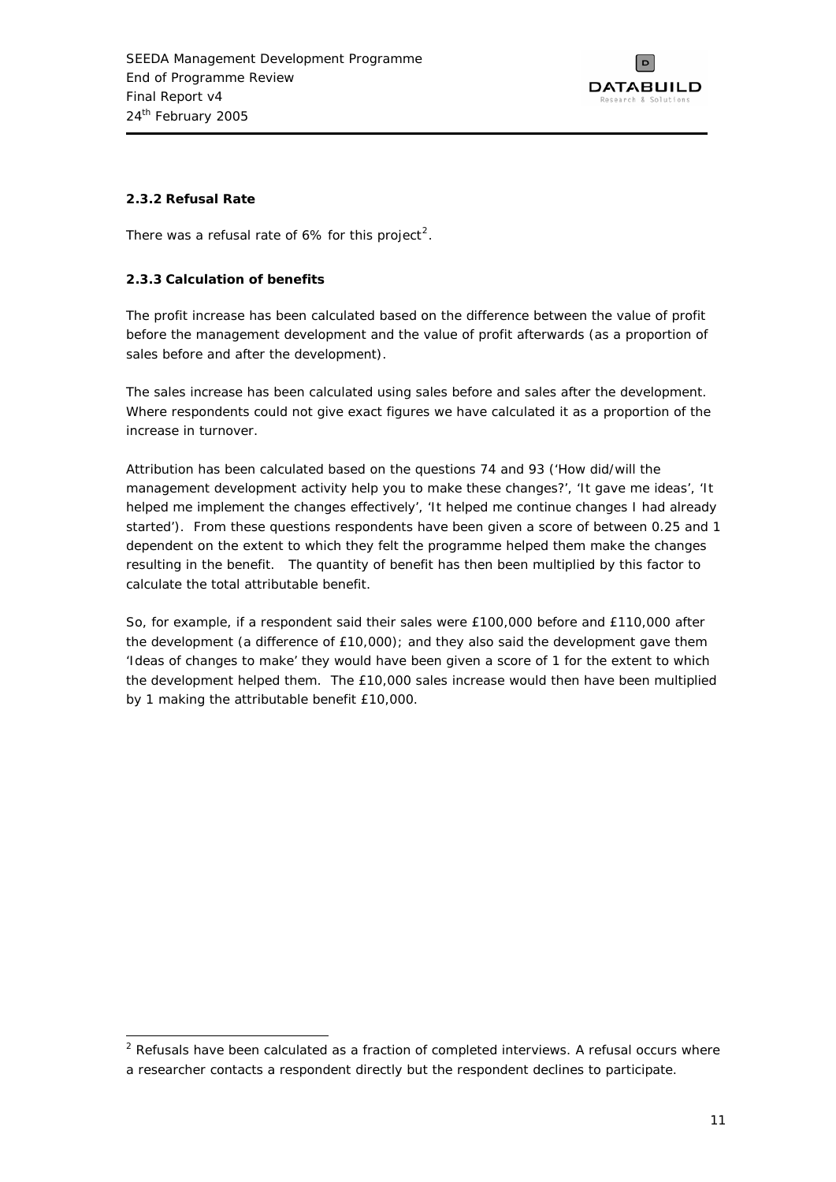### 2.3.2 Refusal Rate

There was a refusal rate of 6% for this project[2].

### 2.3.3 Calculation of benefits

The profit increase has been calculated based on the difference between the value of profit before the management development and the value of profit afterwards (as a proportion of sales before and after the development).

The sales increase has been calculated using sales before and sales after the development. Where respondents could not give exact figures we have calculated it as a proportion of the increase in turnover.

Attribution has been calculated based on the questions 74 and 93 ('How did/will the management development activity help you to make these changes?', 'It gave me ideas', 'It helped me implement the changes effectively', 'It helped me continue changes I had already started'). From these questions respondents have been given a score of between 0.25 and 1 dependent on the extent to which they felt the programme helped them make the changes resulting in the benefit. The quantity of benefit has then been multiplied by this factor to calculate the total attributable benefit.

So, for example, if a respondent said their sales were £100,000 before and £110,000 after the development (a difference of £10,000); and they also said the development gave them 'Ideas of changes to make' they would have been given a score of 1 for the extent to which the development helped them. The £10,000 sales increase would then have been multiplied by 1 making the attributable benefit £10,000.

[2] Refusals have been calculated as a fraction of completed interviews. A refusal occurs where a researcher contacts a respondent directly but the respondent declines to participate.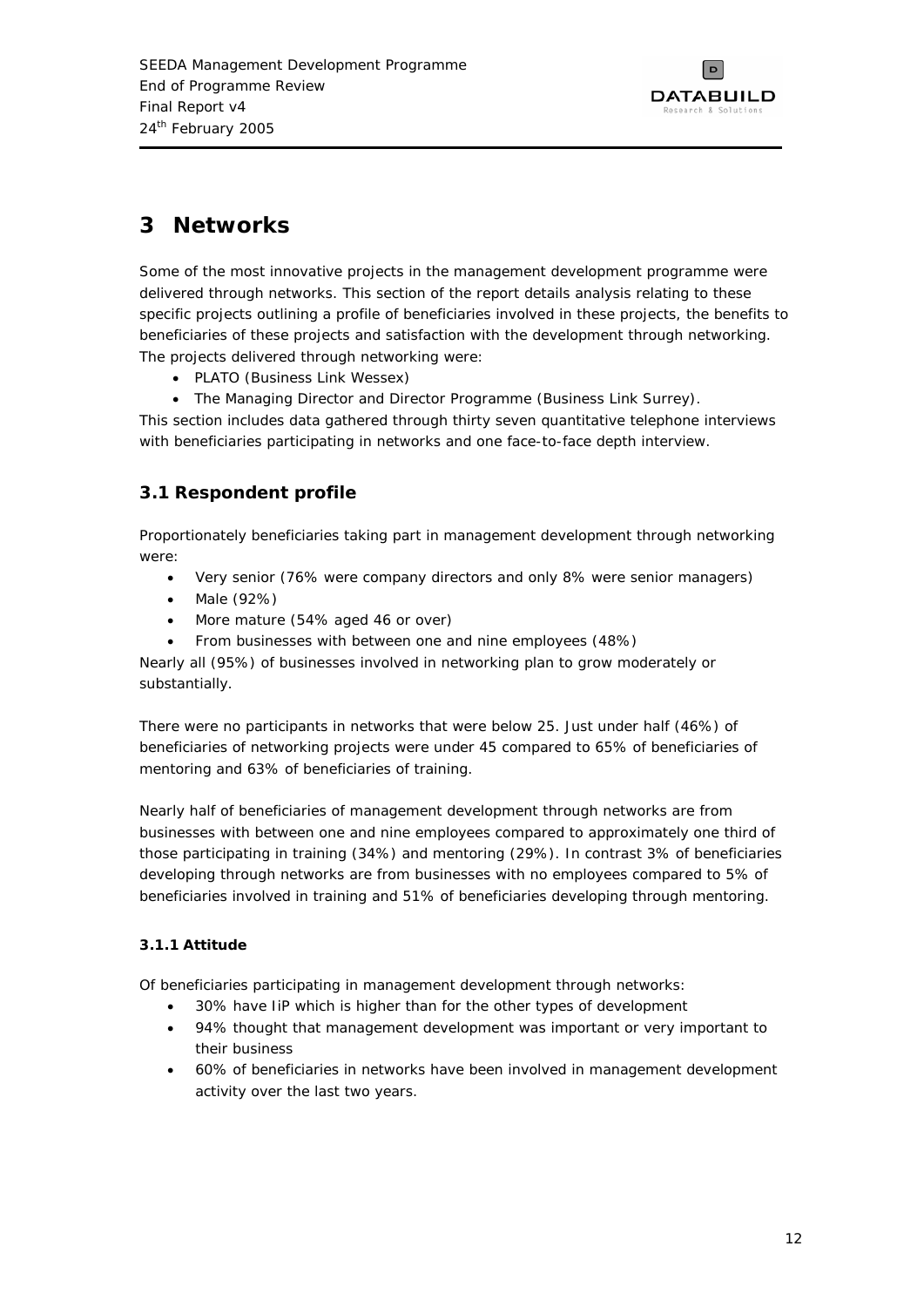# 3 Networks

Some of the most innovative projects in the management development programme were delivered through networks. This section of the report details analysis relating to these specific projects outlining a profile of beneficiaries involved in these projects, the benefits to beneficiaries of these projects and satisfaction with the development through networking. The projects delivered through networking were:

- PLATO (Business Link Wessex)
- The Managing Director and Director Programme (Business Link Surrey).

This section includes data gathered through thirty seven quantitative telephone interviews with beneficiaries participating in networks and one face-to-face depth interview.

## 3.1 Respondent profile

Proportionately beneficiaries taking part in management development through networking were:

- Very senior (76% were company directors and only 8% were senior managers)
- Male (92%)
- More mature (54% aged 46 or over)
- From businesses with between one and nine employees (48%)

Nearly all (95%) of businesses involved in networking plan to grow moderately or substantially.

There were no participants in networks that were below 25. Just under half (46%) of beneficiaries of networking projects were under 45 compared to 65% of beneficiaries of mentoring and 63% of beneficiaries of training.

Nearly half of beneficiaries of management development through networks are from businesses with between one and nine employees compared to approximately one third of those participating in training (34%) and mentoring (29%). In contrast 3% of beneficiaries developing through networks are from businesses with no employees compared to 5% of beneficiaries involved in training and 51% of beneficiaries developing through mentoring.

### 3.1.1 Attitude

Of beneficiaries participating in management development through networks:

- 30% have IiP which is higher than for the other types of development
- 94% thought that management development was important or very important to their business
- 60% of beneficiaries in networks have been involved in management development activity over the last two years.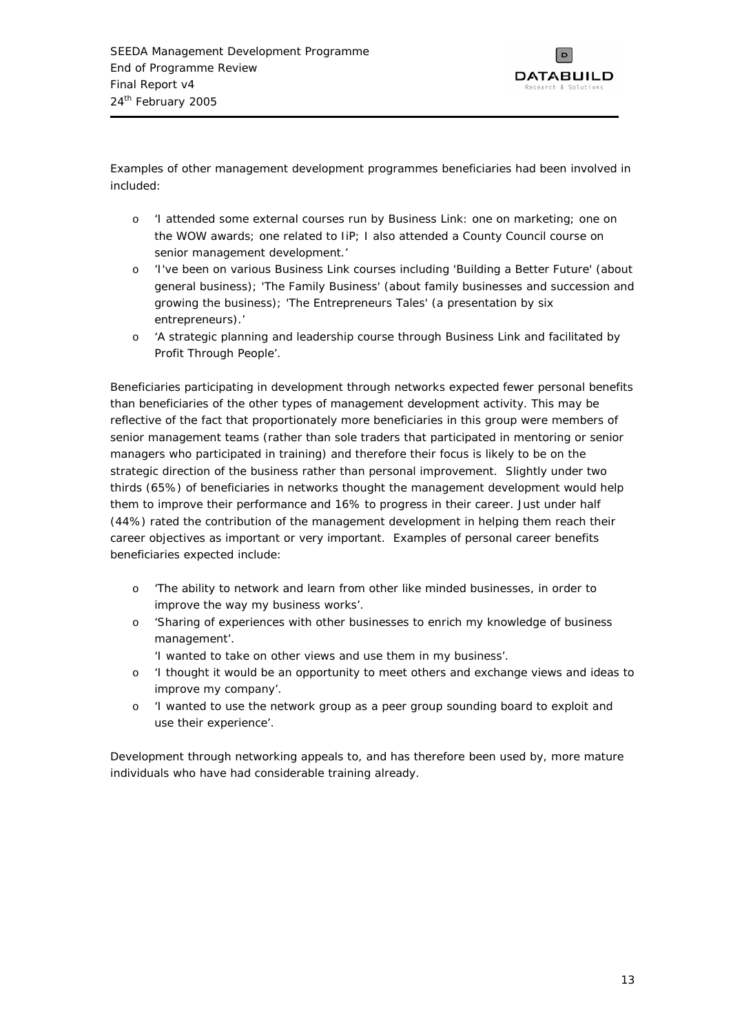Examples of other management development programmes beneficiaries had been involved in included:

- 'I attended some external courses run by Business Link: one on marketing; one on the WOW awards; one related to IiP; I also attended a County Council course on senior management development.'
- 'I've been on various Business Link courses including 'Building a Better Future' (about general business); 'The Family Business' (about family businesses and succession and growing the business); 'The Entrepreneurs Tales' (a presentation by six entrepreneurs).'
- 'A strategic planning and leadership course through Business Link and facilitated by Profit Through People'.

Beneficiaries participating in development through networks expected fewer personal benefits than beneficiaries of the other types of management development activity. This may be reflective of the fact that proportionately more beneficiaries in this group were members of senior management teams (rather than sole traders that participated in mentoring or senior managers who participated in training) and therefore their focus is likely to be on the strategic direction of the business rather than personal improvement. Slightly under two thirds (65%) of beneficiaries in networks thought the management development would help them to improve their performance and 16% to progress in their career. Just under half (44%) rated the contribution of the management development in helping them reach their career objectives as important or very important. Examples of personal career benefits beneficiaries expected include:

- 'The ability to network and learn from other like minded businesses, in order to improve the way my business works'.
- 'Sharing of experiences with other businesses to enrich my knowledge of business management'.
  'I wanted to take on other views and use them in my business'.
- 'I thought it would be an opportunity to meet others and exchange views and ideas to improve my company'.
- 'I wanted to use the network group as a peer group sounding board to exploit and use their experience'.

Development through networking appeals to, and has therefore been used by, more mature individuals who have had considerable training already.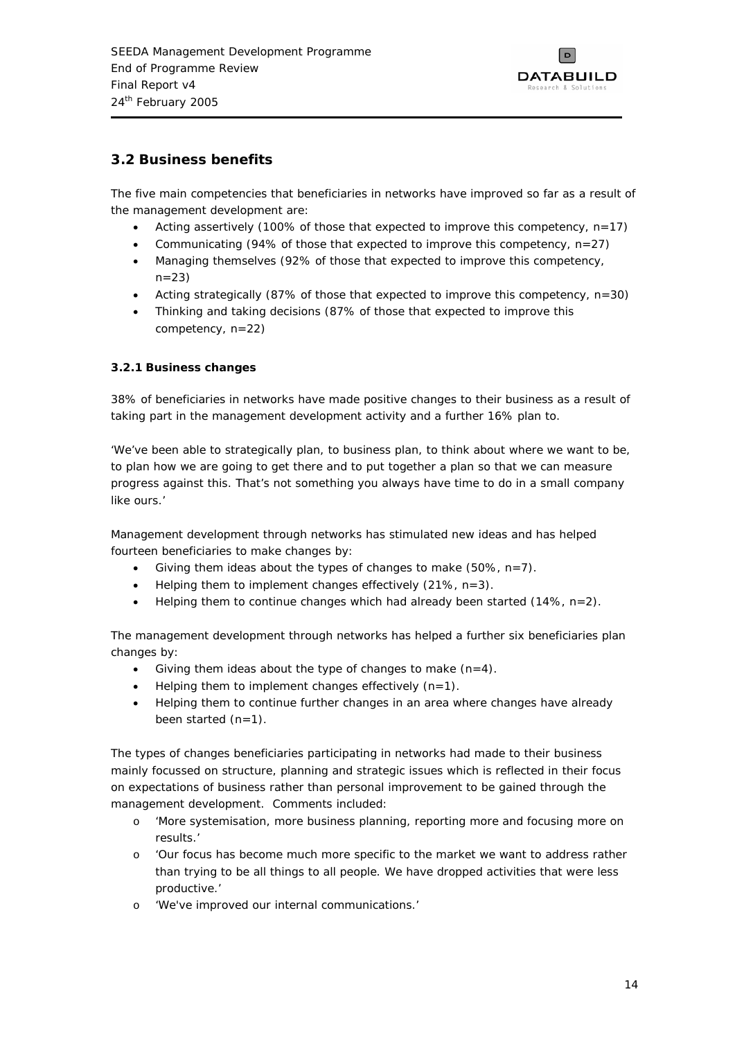## 3.2 Business benefits

The five main competencies that beneficiaries in networks have improved so far as a result of the management development are:

- Acting assertively (100% of those that expected to improve this competency, n=17)
- Communicating (94% of those that expected to improve this competency, n=27)
- Managing themselves (92% of those that expected to improve this competency, n=23)
- Acting strategically (87% of those that expected to improve this competency, n=30)
- Thinking and taking decisions (87% of those that expected to improve this competency, n=22)

### 3.2.1 Business changes

38% of beneficiaries in networks have made positive changes to their business as a result of taking part in the management development activity and a further 16% plan to.

'We've been able to strategically plan, to business plan, to think about where we want to be, to plan how we are going to get there and to put together a plan so that we can measure progress against this. That's not something you always have time to do in a small company like ours.'

Management development through networks has stimulated new ideas and has helped fourteen beneficiaries to make changes by:

- Giving them ideas about the types of changes to make (50%, n=7).
- Helping them to implement changes effectively (21%, n=3).
- Helping them to continue changes which had already been started (14%, n=2).

The management development through networks has helped a further six beneficiaries plan changes by:

- Giving them ideas about the type of changes to make (n=4).
- Helping them to implement changes effectively (n=1).
- Helping them to continue further changes in an area where changes have already been started (n=1).

The types of changes beneficiaries participating in networks had made to their business mainly focussed on structure, planning and strategic issues which is reflected in their focus on expectations of business rather than personal improvement to be gained through the management development. Comments included:

- 'More systemisation, more business planning, reporting more and focusing more on results.'
- 'Our focus has become much more specific to the market we want to address rather than trying to be all things to all people. We have dropped activities that were less productive.'
- 'We've improved our internal communications.'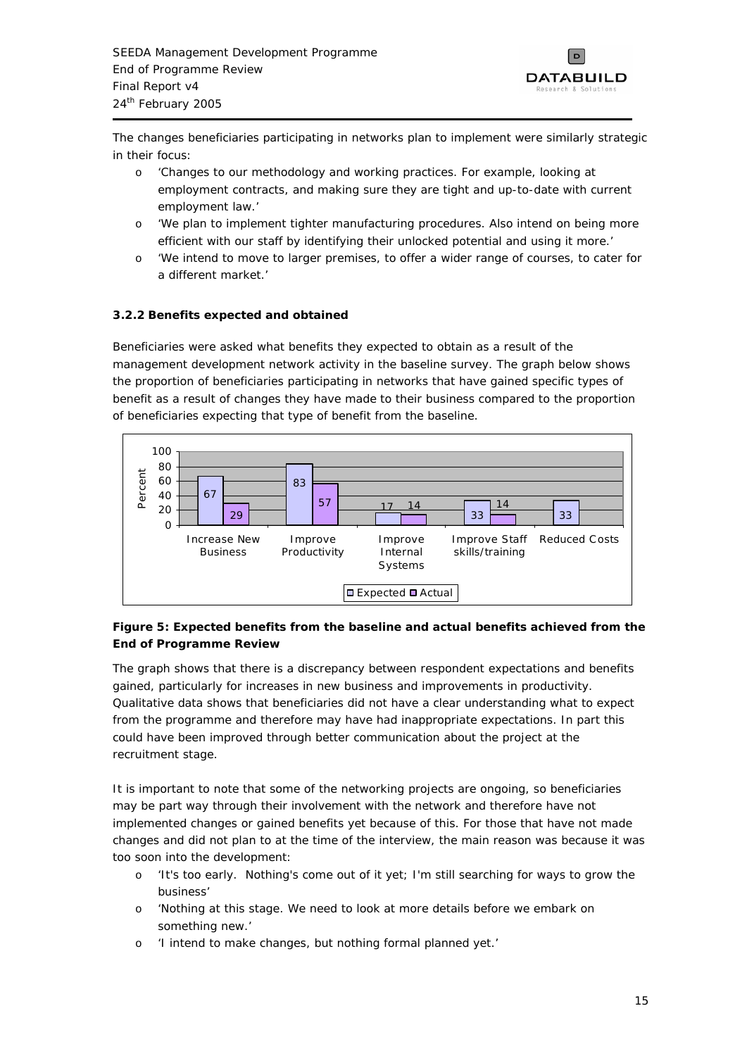The changes beneficiaries participating in networks plan to implement were similarly strategic in their focus:

- 'Changes to our methodology and working practices. For example, looking at employment contracts, and making sure they are tight and up-to-date with current employment law.'
- 'We plan to implement tighter manufacturing procedures. Also intend on being more efficient with our staff by identifying their unlocked potential and using it more.'
- 'We intend to move to larger premises, to offer a wider range of courses, to cater for a different market.'

### 3.2.2 Benefits expected and obtained

Beneficiaries were asked what benefits they expected to obtain as a result of the management development network activity in the baseline survey. The graph below shows the proportion of beneficiaries participating in networks that have gained specific types of benefit as a result of changes they have made to their business compared to the proportion of beneficiaries expecting that type of benefit from the baseline.

| Benefit | Expected (%) | Actual (%) |
| --- | --- | --- |
| Increase New Business | 67 | 29 |
| Improve Productivity | 83 | 57 |
| Improve Internal Systems | 17 | 14 |
| Improve Staff skills/training | 33 | 14 |
| Reduced Costs | 33 | |

**Figure 5: Expected benefits from the baseline and actual benefits achieved from the End of Programme Review**

The graph shows that there is a discrepancy between respondent expectations and benefits gained, particularly for increases in new business and improvements in productivity. Qualitative data shows that beneficiaries did not have a clear understanding what to expect from the programme and therefore may have had inappropriate expectations. In part this could have been improved through better communication about the project at the recruitment stage.

It is important to note that some of the networking projects are ongoing, so beneficiaries may be part way through their involvement with the network and therefore have not implemented changes or gained benefits yet because of this. For those that have not made changes and did not plan to at the time of the interview, the main reason was because it was too soon into the development:

- 'It's too early. Nothing's come out of it yet; I'm still searching for ways to grow the business'
- 'Nothing at this stage. We need to look at more details before we embark on something new.'
- 'I intend to make changes, but nothing formal planned yet.'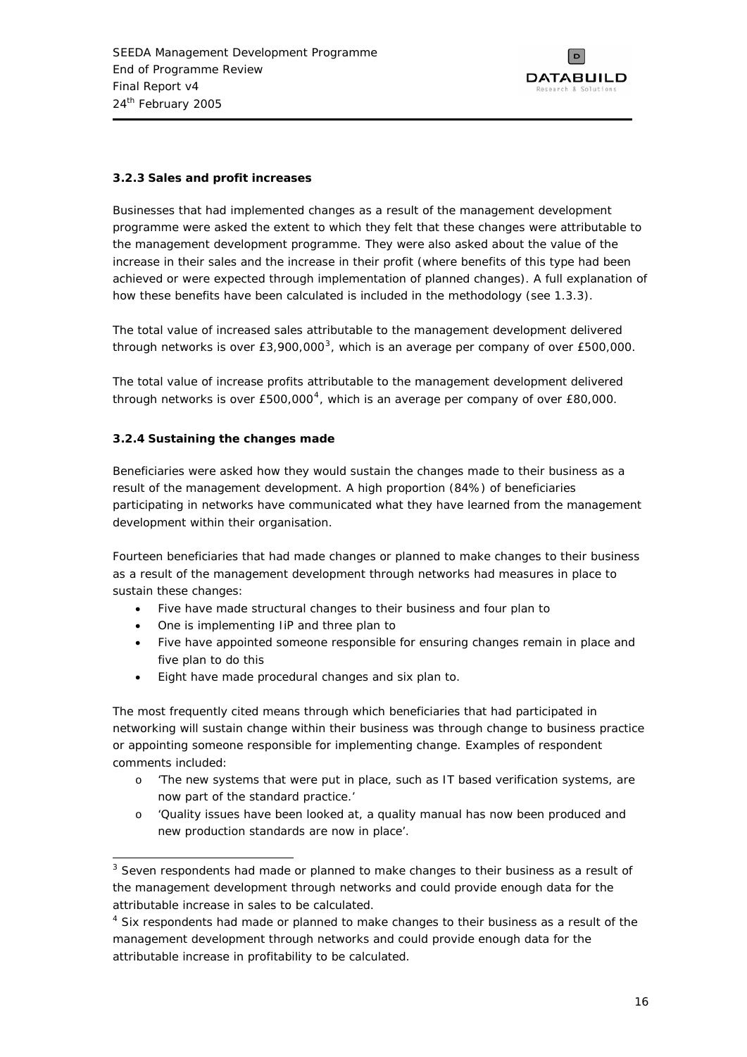### 3.2.3 Sales and profit increases

Businesses that had implemented changes as a result of the management development programme were asked the extent to which they felt that these changes were attributable to the management development programme. They were also asked about the value of the increase in their sales and the increase in their profit (where benefits of this type had been achieved or were expected through implementation of planned changes). A full explanation of how these benefits have been calculated is included in the methodology (see 1.3.3).

The total value of increased sales attributable to the management development delivered through networks is over £3,900,000[3], which is an average per company of over £500,000.

The total value of increase profits attributable to the management development delivered through networks is over £500,000[4], which is an average per company of over £80,000.

### 3.2.4 Sustaining the changes made

Beneficiaries were asked how they would sustain the changes made to their business as a result of the management development. A high proportion (84%) of beneficiaries participating in networks have communicated what they have learned from the management development within their organisation.

Fourteen beneficiaries that had made changes or planned to make changes to their business as a result of the management development through networks had measures in place to sustain these changes:

- Five have made structural changes to their business and four plan to
- One is implementing IiP and three plan to
- Five have appointed someone responsible for ensuring changes remain in place and five plan to do this
- Eight have made procedural changes and six plan to.

The most frequently cited means through which beneficiaries that had participated in networking will sustain change within their business was through change to business practice or appointing someone responsible for implementing change. Examples of respondent comments included:

- *'The new systems that were put in place, such as IT based verification systems, are now part of the standard practice.'*
- *'Quality issues have been looked at, a quality manual has now been produced and new production standards are now in place'.*

---

[3] Seven respondents had made or planned to make changes to their business as a result of the management development through networks and could provide enough data for the attributable increase in sales to be calculated.

[4] Six respondents had made or planned to make changes to their business as a result of the management development through networks and could provide enough data for the attributable increase in profitability to be calculated.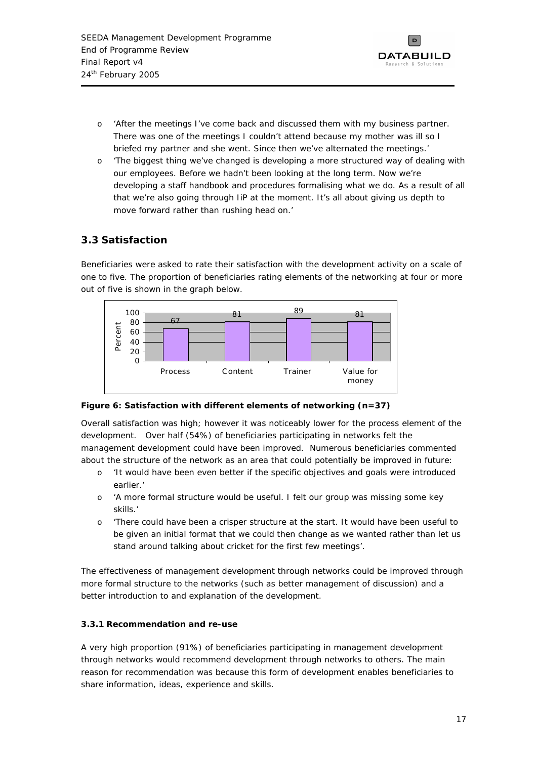- 'After the meetings I've come back and discussed them with my business partner. There was one of the meetings I couldn't attend because my mother was ill so I briefed my partner and she went. Since then we've alternated the meetings.'
- 'The biggest thing we've changed is developing a more structured way of dealing with our employees. Before we hadn't been looking at the long term. Now we're developing a staff handbook and procedures formalising what we do. As a result of all that we're also going through IiP at the moment. It's all about giving us depth to move forward rather than rushing head on.'

## 3.3 Satisfaction

Beneficiaries were asked to rate their satisfaction with the development activity on a scale of one to five. The proportion of beneficiaries rating elements of the networking at four or more out of five is shown in the graph below.

| | Process | Content | Trainer | Value for money |
|---|---|---|---|---|
| Percent | 67 | 81 | 89 | 81 |

**Figure 6: Satisfaction with different elements of networking (n=37)**

Overall satisfaction was high; however it was noticeably lower for the process element of the development. Over half (54%) of beneficiaries participating in networks felt the management development could have been improved. Numerous beneficiaries commented about the structure of the network as an area that could potentially be improved in future:

- 'It would have been even better if the specific objectives and goals were introduced earlier.'
- 'A more formal structure would be useful. I felt our group was missing some key skills.'
- 'There could have been a crisper structure at the start. It would have been useful to be given an initial format that we could then change as we wanted rather than let us stand around talking about cricket for the first few meetings'.

The effectiveness of management development through networks could be improved through more formal structure to the networks (such as better management of discussion) and a better introduction to and explanation of the development.

#### 3.3.1 Recommendation and re-use

A very high proportion (91%) of beneficiaries participating in management development through networks would recommend development through networks to others. The main reason for recommendation was because this form of development enables beneficiaries to share information, ideas, experience and skills.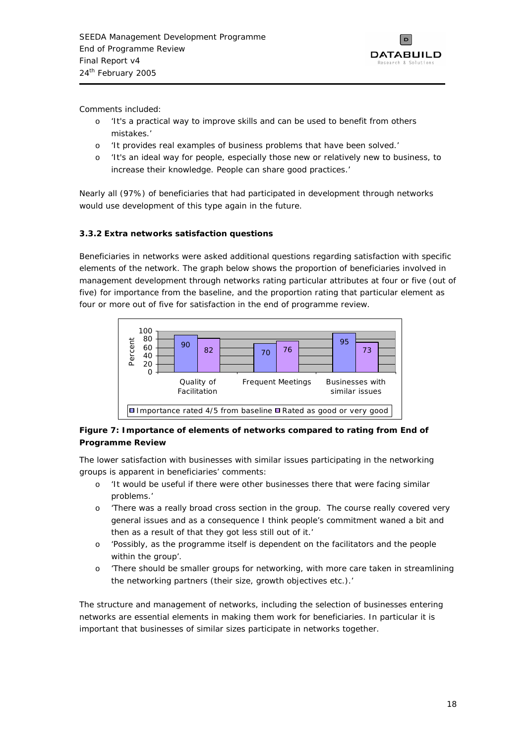Comments included:

- 'It's a practical way to improve skills and can be used to benefit from others mistakes.'
- 'It provides real examples of business problems that have been solved.'
- 'It's an ideal way for people, especially those new or relatively new to business, to increase their knowledge. People can share good practices.'

Nearly all (97%) of beneficiaries that had participated in development through networks would use development of this type again in the future.

### 3.3.2 Extra networks satisfaction questions

Beneficiaries in networks were asked additional questions regarding satisfaction with specific elements of the network. The graph below shows the proportion of beneficiaries involved in management development through networks rating particular attributes at four or five (out of five) for importance from the baseline, and the proportion rating that particular element as four or more out of five for satisfaction in the end of programme review.

| | Importance rated 4/5 from baseline | Rated as good or very good |
|---|---|---|
| Quality of Facilitation | 90 | 82 |
| Frequent Meetings | 70 | 76 |
| Businesses with similar issues | 95 | 73 |

**Figure 7: Importance of elements of networks compared to rating from End of Programme Review**

The lower satisfaction with businesses with similar issues participating in the networking groups is apparent in beneficiaries' comments:

- 'It would be useful if there were other businesses there that were facing similar problems.'
- 'There was a really broad cross section in the group. The course really covered very general issues and as a consequence I think people's commitment waned a bit and then as a result of that they got less still out of it.'
- 'Possibly, as the programme itself is dependent on the facilitators and the people within the group'.
- 'There should be smaller groups for networking, with more care taken in streamlining the networking partners (their size, growth objectives etc.).'

The structure and management of networks, including the selection of businesses entering networks are essential elements in making them work for beneficiaries. In particular it is important that businesses of similar sizes participate in networks together.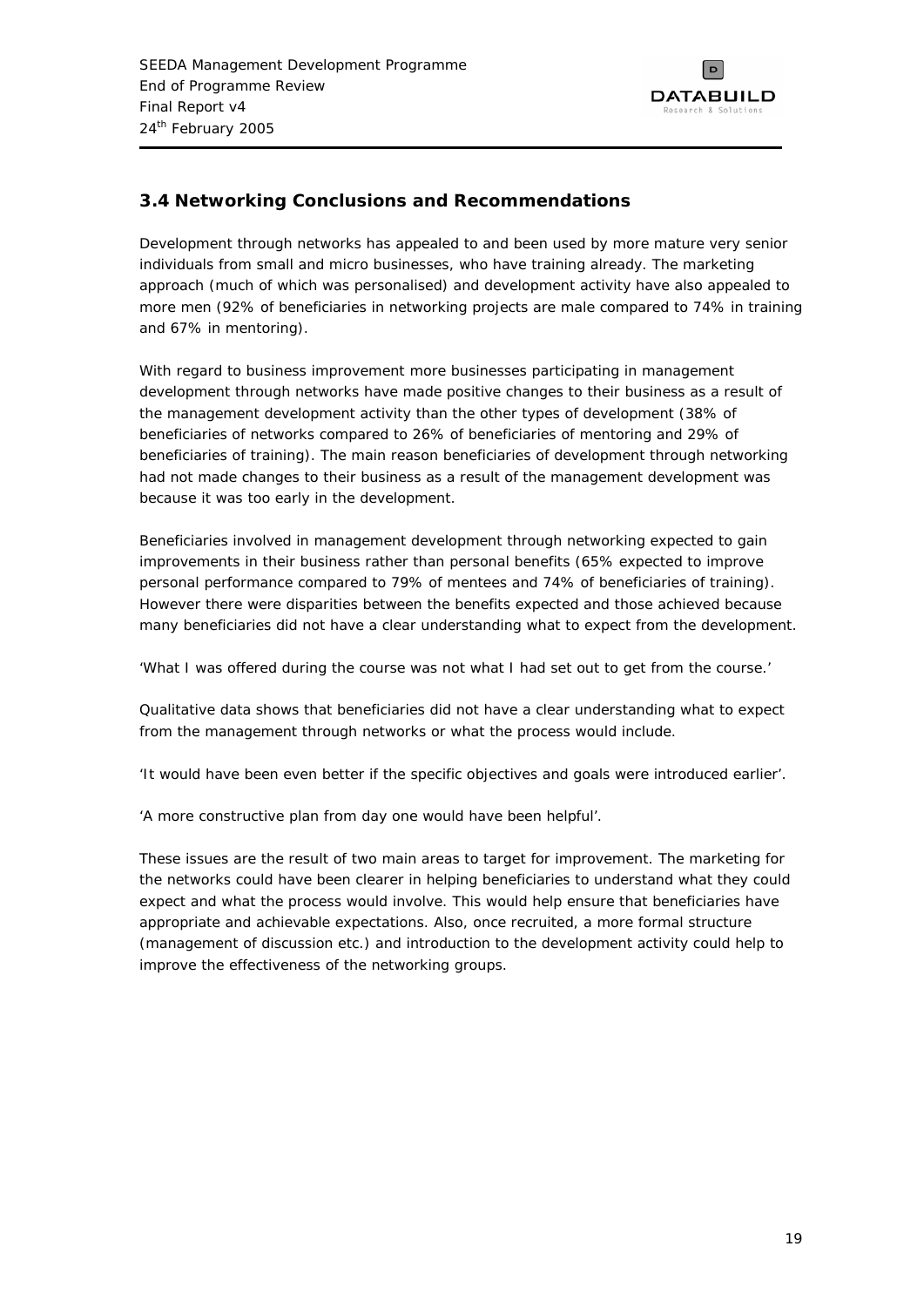## 3.4 Networking Conclusions and Recommendations

Development through networks has appealed to and been used by more mature very senior individuals from small and micro businesses, who have training already. The marketing approach (much of which was personalised) and development activity have also appealed to more men (92% of beneficiaries in networking projects are male compared to 74% in training and 67% in mentoring).

With regard to business improvement more businesses participating in management development through networks have made positive changes to their business as a result of the management development activity than the other types of development (38% of beneficiaries of networks compared to 26% of beneficiaries of mentoring and 29% of beneficiaries of training). The main reason beneficiaries of development through networking had not made changes to their business as a result of the management development was because it was too early in the development.

Beneficiaries involved in management development through networking expected to gain improvements in their business rather than personal benefits (65% expected to improve personal performance compared to 79% of mentees and 74% of beneficiaries of training). However there were disparities between the benefits expected and those achieved because many beneficiaries did not have a clear understanding what to expect from the development.

'What I was offered during the course was not what I had set out to get from the course.'

Qualitative data shows that beneficiaries did not have a clear understanding what to expect from the management through networks or what the process would include.

'It would have been even better if the specific objectives and goals were introduced earlier'.

'A more constructive plan from day one would have been helpful'.

These issues are the result of two main areas to target for improvement. The marketing for the networks could have been clearer in helping beneficiaries to understand what they could expect and what the process would involve. This would help ensure that beneficiaries have appropriate and achievable expectations. Also, once recruited, a more formal structure (management of discussion etc.) and introduction to the development activity could help to improve the effectiveness of the networking groups.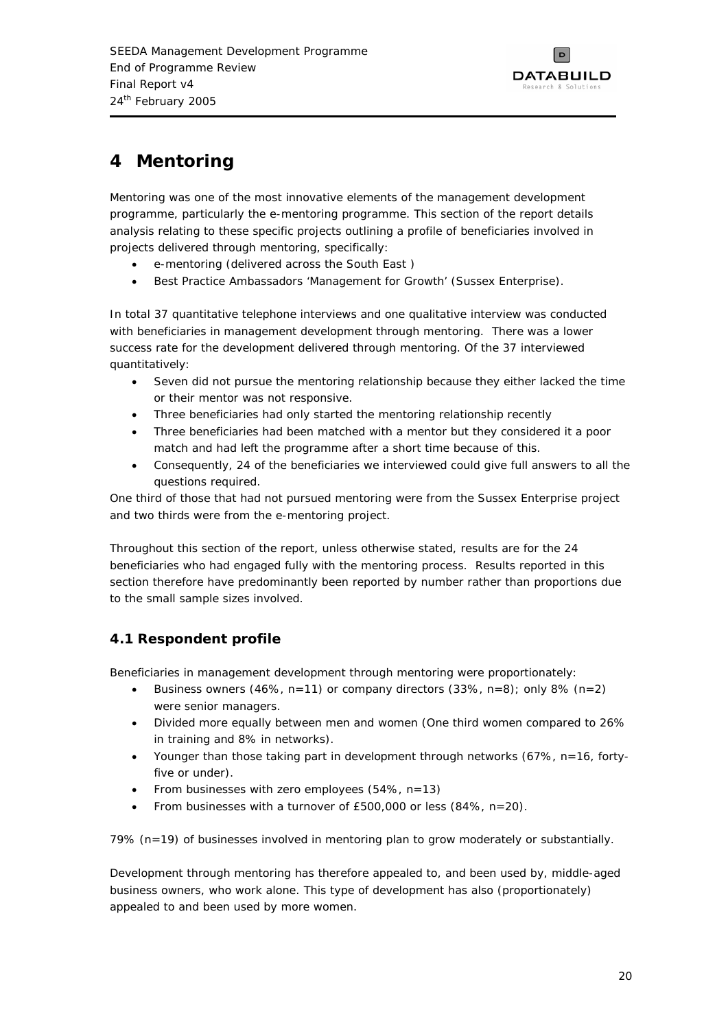# 4 Mentoring

Mentoring was one of the most innovative elements of the management development programme, particularly the e-mentoring programme. This section of the report details analysis relating to these specific projects outlining a profile of beneficiaries involved in projects delivered through mentoring, specifically:

- e-mentoring (delivered across the South East )
- Best Practice Ambassadors 'Management for Growth' (Sussex Enterprise).

In total 37 quantitative telephone interviews and one qualitative interview was conducted with beneficiaries in management development through mentoring. There was a lower success rate for the development delivered through mentoring. Of the 37 interviewed quantitatively:

- Seven did not pursue the mentoring relationship because they either lacked the time or their mentor was not responsive.
- Three beneficiaries had only started the mentoring relationship recently
- Three beneficiaries had been matched with a mentor but they considered it a poor match and had left the programme after a short time because of this.
- Consequently, 24 of the beneficiaries we interviewed could give full answers to all the questions required.

One third of those that had not pursued mentoring were from the Sussex Enterprise project and two thirds were from the e-mentoring project.

Throughout this section of the report, unless otherwise stated, results are for the 24 beneficiaries who had engaged fully with the mentoring process. Results reported in this section therefore have predominantly been reported by number rather than proportions due to the small sample sizes involved.

## 4.1 Respondent profile

Beneficiaries in management development through mentoring were proportionately:

- Business owners (46%, n=11) or company directors (33%, n=8); only 8% (n=2) were senior managers.
- Divided more equally between men and women (One third women compared to 26% in training and 8% in networks).
- Younger than those taking part in development through networks (67%, n=16, forty-five or under).
- From businesses with zero employees (54%, n=13)
- From businesses with a turnover of £500,000 or less (84%, n=20).

79% (n=19) of businesses involved in mentoring plan to grow moderately or substantially.

Development through mentoring has therefore appealed to, and been used by, middle-aged business owners, who work alone. This type of development has also (proportionately) appealed to and been used by more women.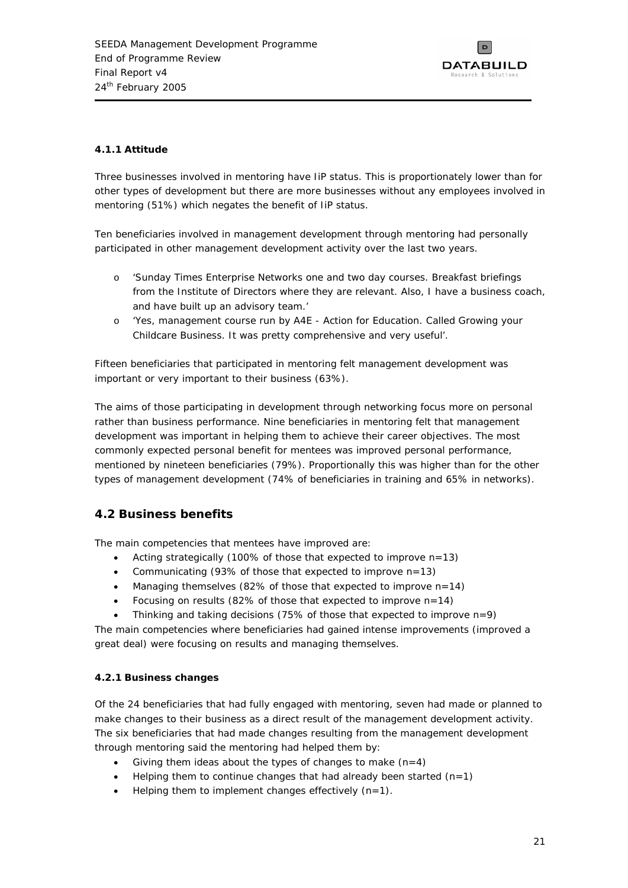#### 4.1.1 Attitude

Three businesses involved in mentoring have IiP status. This is proportionately lower than for other types of development but there are more businesses without any employees involved in mentoring (51%) which negates the benefit of IiP status.

Ten beneficiaries involved in management development through mentoring had personally participated in other management development activity over the last two years.

- 'Sunday Times Enterprise Networks one and two day courses. Breakfast briefings from the Institute of Directors where they are relevant. Also, I have a business coach, and have built up an advisory team.'
- 'Yes, management course run by A4E - Action for Education. Called Growing your Childcare Business. It was pretty comprehensive and very useful'.

Fifteen beneficiaries that participated in mentoring felt management development was important or very important to their business (63%).

The aims of those participating in development through networking focus more on personal rather than business performance. Nine beneficiaries in mentoring felt that management development was important in helping them to achieve their career objectives. The most commonly expected personal benefit for mentees was improved personal performance, mentioned by nineteen beneficiaries (79%). Proportionally this was higher than for the other types of management development (74% of beneficiaries in training and 65% in networks).

## 4.2 Business benefits

The main competencies that mentees have improved are:

- Acting strategically (100% of those that expected to improve n=13)
- Communicating (93% of those that expected to improve n=13)
- Managing themselves (82% of those that expected to improve n=14)
- Focusing on results (82% of those that expected to improve n=14)
- Thinking and taking decisions (75% of those that expected to improve n=9)

The main competencies where beneficiaries had gained intense improvements (improved a great deal) were focusing on results and managing themselves.

#### 4.2.1 Business changes

Of the 24 beneficiaries that had fully engaged with mentoring, seven had made or planned to make changes to their business as a direct result of the management development activity. The six beneficiaries that had made changes resulting from the management development through mentoring said the mentoring had helped them by:

- Giving them ideas about the types of changes to make (n=4)
- Helping them to continue changes that had already been started (n=1)
- Helping them to implement changes effectively (n=1).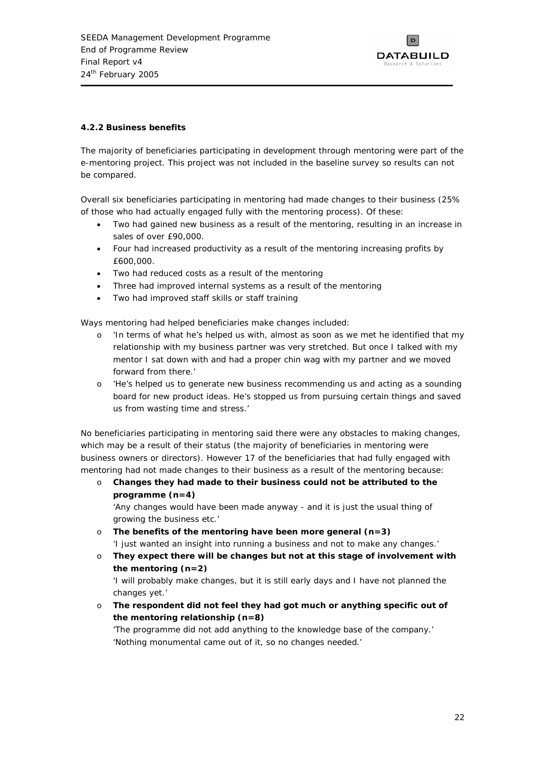#### 4.2.2 Business benefits

The majority of beneficiaries participating in development through mentoring were part of the e-mentoring project. This project was not included in the baseline survey so results can not be compared.

Overall six beneficiaries participating in mentoring had made changes to their business (25% of those who had actually engaged fully with the mentoring process). Of these:

- Two had gained new business as a result of the mentoring, resulting in an increase in sales of over £90,000.
- Four had increased productivity as a result of the mentoring increasing profits by £600,000.
- Two had reduced costs as a result of the mentoring
- Three had improved internal systems as a result of the mentoring
- Two had improved staff skills or staff training

Ways mentoring had helped beneficiaries make changes included:

- *'In terms of what he's helped us with, almost as soon as we met he identified that my relationship with my business partner was very stretched. But once I talked with my mentor I sat down with and had a proper chin wag with my partner and we moved forward from there.'*
- *'He's helped us to generate new business recommending us and acting as a sounding board for new product ideas. He's stopped us from pursuing certain things and saved us from wasting time and stress.'*

No beneficiaries participating in mentoring said there were any obstacles to making changes, which may be a result of their status (the majority of beneficiaries in mentoring were business owners or directors). However 17 of the beneficiaries that had fully engaged with mentoring had not made changes to their business as a result of the mentoring because:

- **Changes they had made to their business could not be attributed to the programme (n=4)**
  *'Any changes would have been made anyway - and it is just the usual thing of growing the business etc.'*
- **The benefits of the mentoring have been more general (n=3)**
  *'I just wanted an insight into running a business and not to make any changes.'*
- **They expect there will be changes but not at this stage of involvement with the mentoring (n=2)**
  *'I will probably make changes, but it is still early days and I have not planned the changes yet.'*
- **The respondent did not feel they had got much or anything specific out of the mentoring relationship (n=8)**
  *'The programme did not add anything to the knowledge base of the company.'*
  *'Nothing monumental came out of it, so no changes needed.'*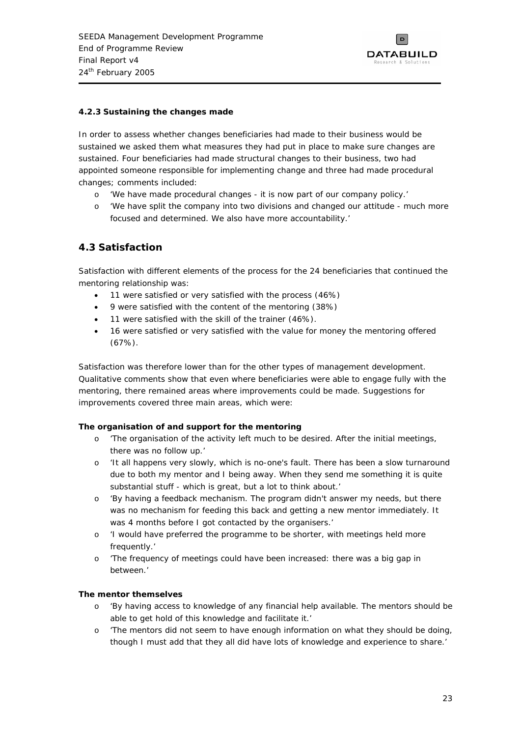#### 4.2.3 Sustaining the changes made

In order to assess whether changes beneficiaries had made to their business would be sustained we asked them what measures they had put in place to make sure changes are sustained. Four beneficiaries had made structural changes to their business, two had appointed someone responsible for implementing change and three had made procedural changes; comments included:

- *'We have made procedural changes - it is now part of our company policy.'*
- *'We have split the company into two divisions and changed our attitude - much more focused and determined. We also have more accountability.'*

### 4.3 Satisfaction

Satisfaction with different elements of the process for the 24 beneficiaries that continued the mentoring relationship was:

- 11 were satisfied or very satisfied with the process (46%)
- 9 were satisfied with the content of the mentoring (38%)
- 11 were satisfied with the skill of the trainer (46%).
- 16 were satisfied or very satisfied with the value for money the mentoring offered (67%).

Satisfaction was therefore lower than for the other types of management development. Qualitative comments show that even where beneficiaries were able to engage fully with the mentoring, there remained areas where improvements could be made. Suggestions for improvements covered three main areas, which were:

**The organisation of and support for the mentoring**

- *'The organisation of the activity left much to be desired. After the initial meetings, there was no follow up.'*
- *'It all happens very slowly, which is no-one's fault. There has been a slow turnaround due to both my mentor and I being away. When they send me something it is quite substantial stuff - which is great, but a lot to think about.'*
- *'By having a feedback mechanism. The program didn't answer my needs, but there was no mechanism for feeding this back and getting a new mentor immediately. It was 4 months before I got contacted by the organisers.'*
- *'I would have preferred the programme to be shorter, with meetings held more frequently.'*
- *'The frequency of meetings could have been increased: there was a big gap in between.'*

**The mentor themselves**

- *'By having access to knowledge of any financial help available. The mentors should be able to get hold of this knowledge and facilitate it.'*
- *'The mentors did not seem to have enough information on what they should be doing, though I must add that they all did have lots of knowledge and experience to share.'*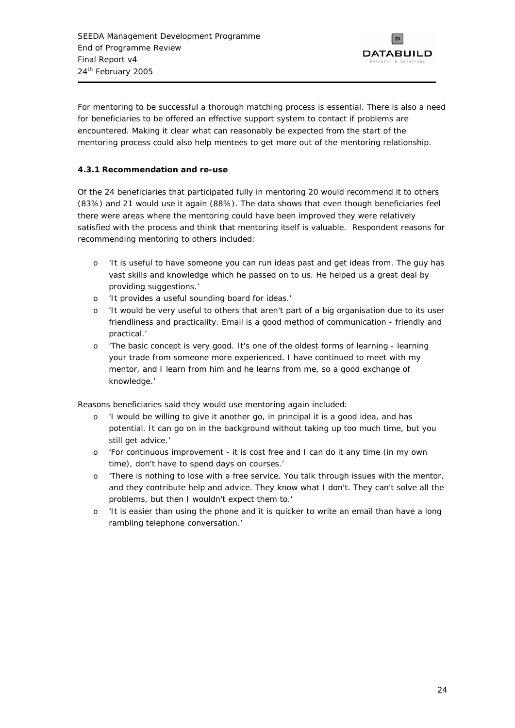For mentoring to be successful a thorough matching process is essential. There is also a need for beneficiaries to be offered an effective support system to contact if problems are encountered. Making it clear what can reasonably be expected from the start of the mentoring process could also help mentees to get more out of the mentoring relationship.

#### 4.3.1 Recommendation and re-use

Of the 24 beneficiaries that participated fully in mentoring 20 would recommend it to others (83%) and 21 would use it again (88%). The data shows that even though beneficiaries feel there were areas where the mentoring could have been improved they were relatively satisfied with the process and think that mentoring itself is valuable. Respondent reasons for recommending mentoring to others included:

- 'It is useful to have someone you can run ideas past and get ideas from. The guy has vast skills and knowledge which he passed on to us. He helped us a great deal by providing suggestions.'
- 'It provides a useful sounding board for ideas.'
- 'It would be very useful to others that aren't part of a big organisation due to its user friendliness and practicality. Email is a good method of communication - friendly and practical.'
- 'The basic concept is very good. It's one of the oldest forms of learning - learning your trade from someone more experienced. I have continued to meet with my mentor, and I learn from him and he learns from me, so a good exchange of knowledge.'

Reasons beneficiaries said they would use mentoring again included:

- 'I would be willing to give it another go, in principal it is a good idea, and has potential. It can go on in the background without taking up too much time, but you still get advice.'
- 'For continuous improvement - it is cost free and I can do it any time (in my own time), don't have to spend days on courses.'
- 'There is nothing to lose with a free service. You talk through issues with the mentor, and they contribute help and advice. They know what I don't. They can't solve all the problems, but then I wouldn't expect them to.'
- 'It is easier than using the phone and it is quicker to write an email than have a long rambling telephone conversation.'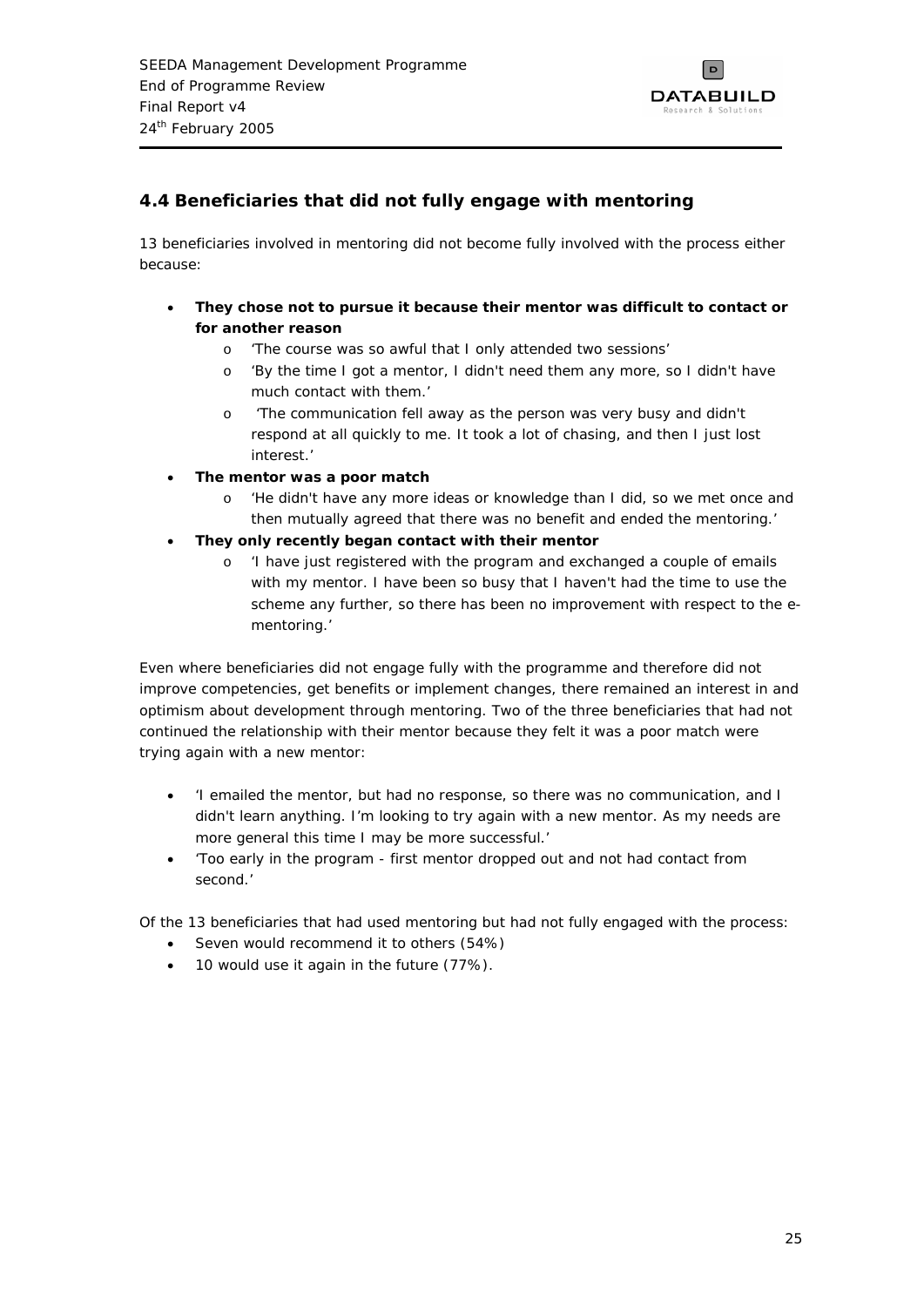## 4.4 Beneficiaries that did not fully engage with mentoring

13 beneficiaries involved in mentoring did not become fully involved with the process either because:

- **They chose not to pursue it because their mentor was difficult to contact or for another reason**
  - 'The course was so awful that I only attended two sessions'
  - 'By the time I got a mentor, I didn't need them any more, so I didn't have much contact with them.'
  - 'The communication fell away as the person was very busy and didn't respond at all quickly to me. It took a lot of chasing, and then I just lost interest.'
- **The mentor was a poor match**
  - 'He didn't have any more ideas or knowledge than I did, so we met once and then mutually agreed that there was no benefit and ended the mentoring.'
- **They only recently began contact with their mentor**
  - 'I have just registered with the program and exchanged a couple of emails with my mentor. I have been so busy that I haven't had the time to use the scheme any further, so there has been no improvement with respect to the e-mentoring.'

Even where beneficiaries did not engage fully with the programme and therefore did not improve competencies, get benefits or implement changes, there remained an interest in and optimism about development through mentoring. Two of the three beneficiaries that had not continued the relationship with their mentor because they felt it was a poor match were trying again with a new mentor:

- 'I emailed the mentor, but had no response, so there was no communication, and I didn't learn anything. I'm looking to try again with a new mentor. As my needs are more general this time I may be more successful.'
- 'Too early in the program - first mentor dropped out and not had contact from second.'

Of the 13 beneficiaries that had used mentoring but had not fully engaged with the process:

- Seven would recommend it to others (54%)
- 10 would use it again in the future (77%).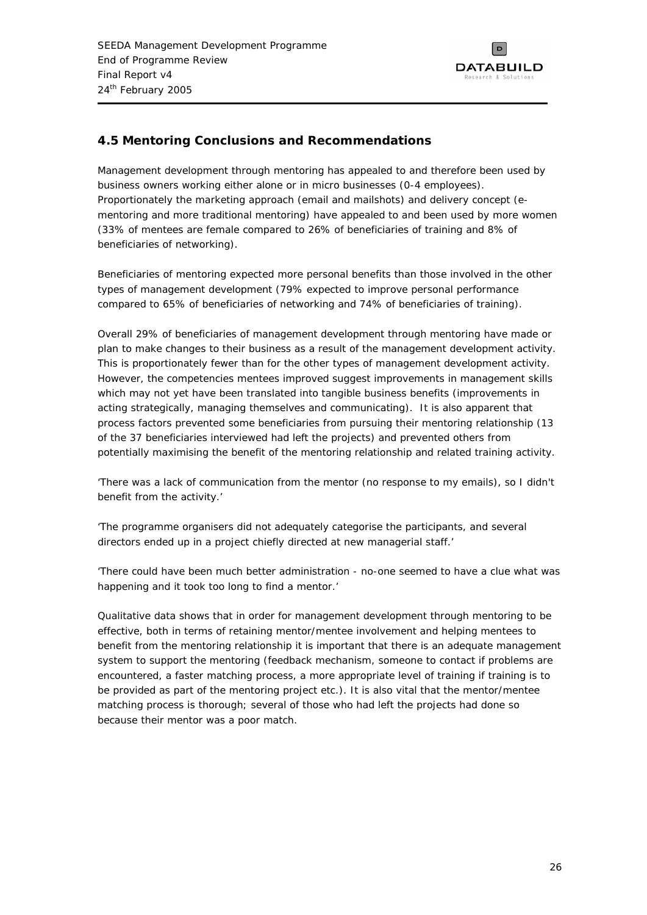## 4.5 Mentoring Conclusions and Recommendations

Management development through mentoring has appealed to and therefore been used by business owners working either alone or in micro businesses (0-4 employees). Proportionately the marketing approach (email and mailshots) and delivery concept (e-mentoring and more traditional mentoring) have appealed to and been used by more women (33% of mentees are female compared to 26% of beneficiaries of training and 8% of beneficiaries of networking).

Beneficiaries of mentoring expected more personal benefits than those involved in the other types of management development (79% expected to improve personal performance compared to 65% of beneficiaries of networking and 74% of beneficiaries of training).

Overall 29% of beneficiaries of management development through mentoring have made or plan to make changes to their business as a result of the management development activity. This is proportionately fewer than for the other types of management development activity. However, the competencies mentees improved suggest improvements in management skills which may not yet have been translated into tangible business benefits (improvements in acting strategically, managing themselves and communicating). It is also apparent that process factors prevented some beneficiaries from pursuing their mentoring relationship (13 of the 37 beneficiaries interviewed had left the projects) and prevented others from potentially maximising the benefit of the mentoring relationship and related training activity.

*'There was a lack of communication from the mentor (no response to my emails), so I didn't benefit from the activity.'*

*'The programme organisers did not adequately categorise the participants, and several directors ended up in a project chiefly directed at new managerial staff.'*

*'There could have been much better administration - no-one seemed to have a clue what was happening and it took too long to find a mentor.'*

Qualitative data shows that in order for management development through mentoring to be effective, both in terms of retaining mentor/mentee involvement and helping mentees to benefit from the mentoring relationship it is important that there is an adequate management system to support the mentoring (feedback mechanism, someone to contact if problems are encountered, a faster matching process, a more appropriate level of training if training is to be provided as part of the mentoring project etc.). It is also vital that the mentor/mentee matching process is thorough; several of those who had left the projects had done so because their mentor was a poor match.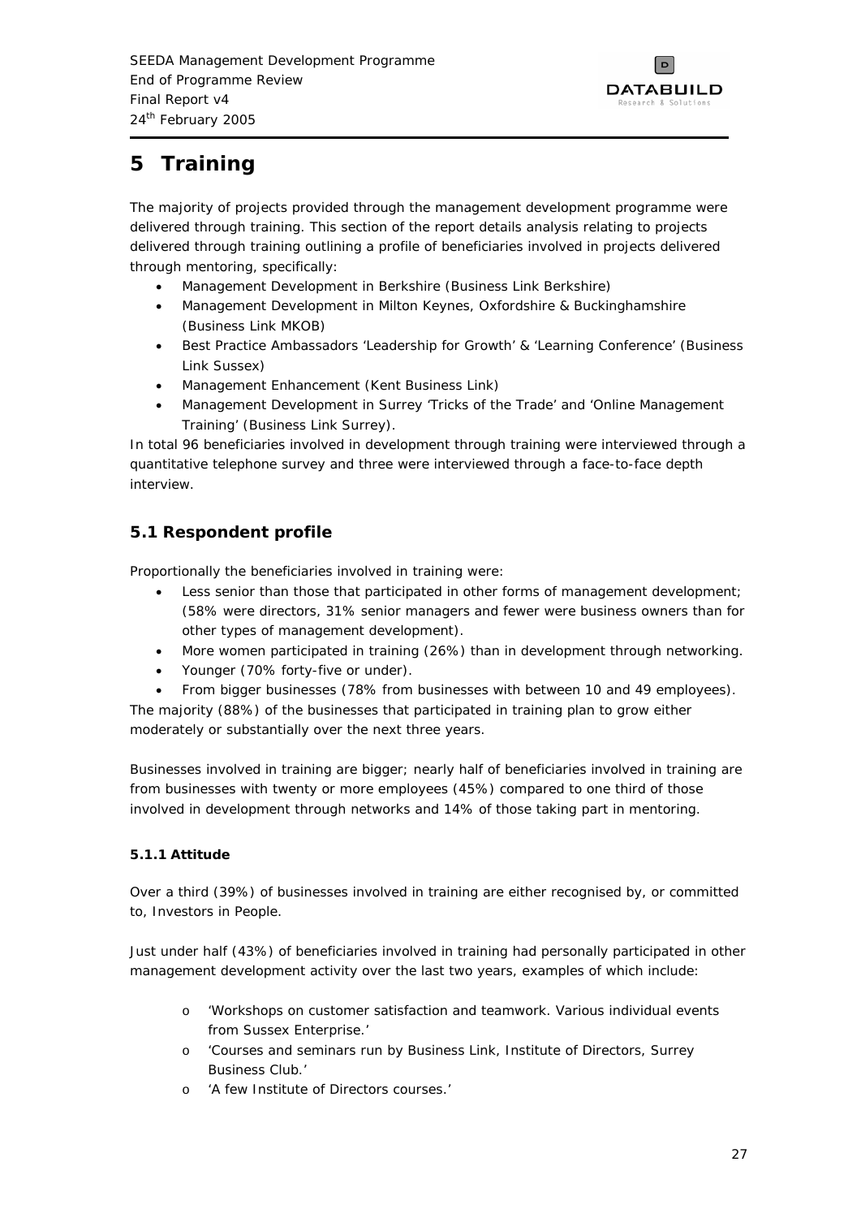# 5 Training

The majority of projects provided through the management development programme were delivered through training. This section of the report details analysis relating to projects delivered through training outlining a profile of beneficiaries involved in projects delivered through mentoring, specifically:

- Management Development in Berkshire (Business Link Berkshire)
- Management Development in Milton Keynes, Oxfordshire & Buckinghamshire (Business Link MKOB)
- Best Practice Ambassadors 'Leadership for Growth' & 'Learning Conference' (Business Link Sussex)
- Management Enhancement (Kent Business Link)
- Management Development in Surrey 'Tricks of the Trade' and 'Online Management Training' (Business Link Surrey).

In total 96 beneficiaries involved in development through training were interviewed through a quantitative telephone survey and three were interviewed through a face-to-face depth interview.

## 5.1 Respondent profile

Proportionally the beneficiaries involved in training were:

- Less senior than those that participated in other forms of management development; (58% were directors, 31% senior managers and fewer were business owners than for other types of management development).
- More women participated in training (26%) than in development through networking.
- Younger (70% forty-five or under).
- From bigger businesses (78% from businesses with between 10 and 49 employees).

The majority (88%) of the businesses that participated in training plan to grow either moderately or substantially over the next three years.

Businesses involved in training are bigger; nearly half of beneficiaries involved in training are from businesses with twenty or more employees (45%) compared to one third of those involved in development through networks and 14% of those taking part in mentoring.

### 5.1.1 Attitude

Over a third (39%) of businesses involved in training are either recognised by, or committed to, Investors in People.

Just under half (43%) of beneficiaries involved in training had personally participated in other management development activity over the last two years, examples of which include:

- 'Workshops on customer satisfaction and teamwork. Various individual events from Sussex Enterprise.'
- 'Courses and seminars run by Business Link, Institute of Directors, Surrey Business Club.'
- 'A few Institute of Directors courses.'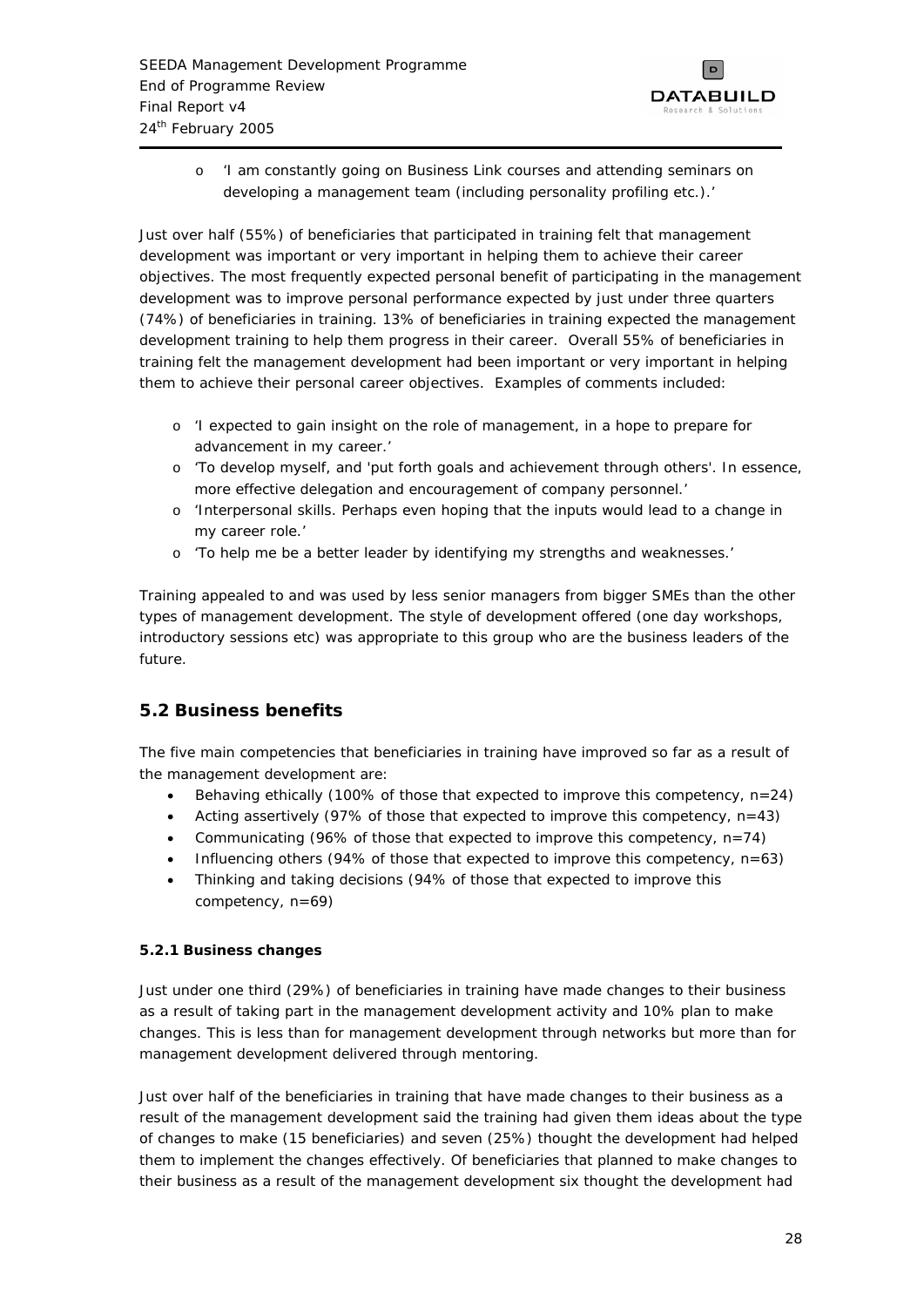- 'I am constantly going on Business Link courses and attending seminars on developing a management team (including personality profiling etc.).'

Just over half (55%) of beneficiaries that participated in training felt that management development was important or very important in helping them to achieve their career objectives. The most frequently expected personal benefit of participating in the management development was to improve personal performance expected by just under three quarters (74%) of beneficiaries in training. 13% of beneficiaries in training expected the management development training to help them progress in their career. Overall 55% of beneficiaries in training felt the management development had been important or very important in helping them to achieve their personal career objectives. Examples of comments included:

- 'I expected to gain insight on the role of management, in a hope to prepare for advancement in my career.'
- 'To develop myself, and 'put forth goals and achievement through others'. In essence, more effective delegation and encouragement of company personnel.'
- 'Interpersonal skills. Perhaps even hoping that the inputs would lead to a change in my career role.'
- 'To help me be a better leader by identifying my strengths and weaknesses.'

Training appealed to and was used by less senior managers from bigger SMEs than the other types of management development. The style of development offered (one day workshops, introductory sessions etc) was appropriate to this group who are the business leaders of the future.

## 5.2 Business benefits

The five main competencies that beneficiaries in training have improved so far as a result of the management development are:

- Behaving ethically (100% of those that expected to improve this competency, n=24)
- Acting assertively (97% of those that expected to improve this competency, n=43)
- Communicating (96% of those that expected to improve this competency, n=74)
- Influencing others (94% of those that expected to improve this competency, n=63)
- Thinking and taking decisions (94% of those that expected to improve this competency, n=69)

### 5.2.1 Business changes

Just under one third (29%) of beneficiaries in training have made changes to their business as a result of taking part in the management development activity and 10% plan to make changes. This is less than for management development through networks but more than for management development delivered through mentoring.

Just over half of the beneficiaries in training that have made changes to their business as a result of the management development said the training had given them ideas about the type of changes to make (15 beneficiaries) and seven (25%) thought the development had helped them to implement the changes effectively. Of beneficiaries that planned to make changes to their business as a result of the management development six thought the development had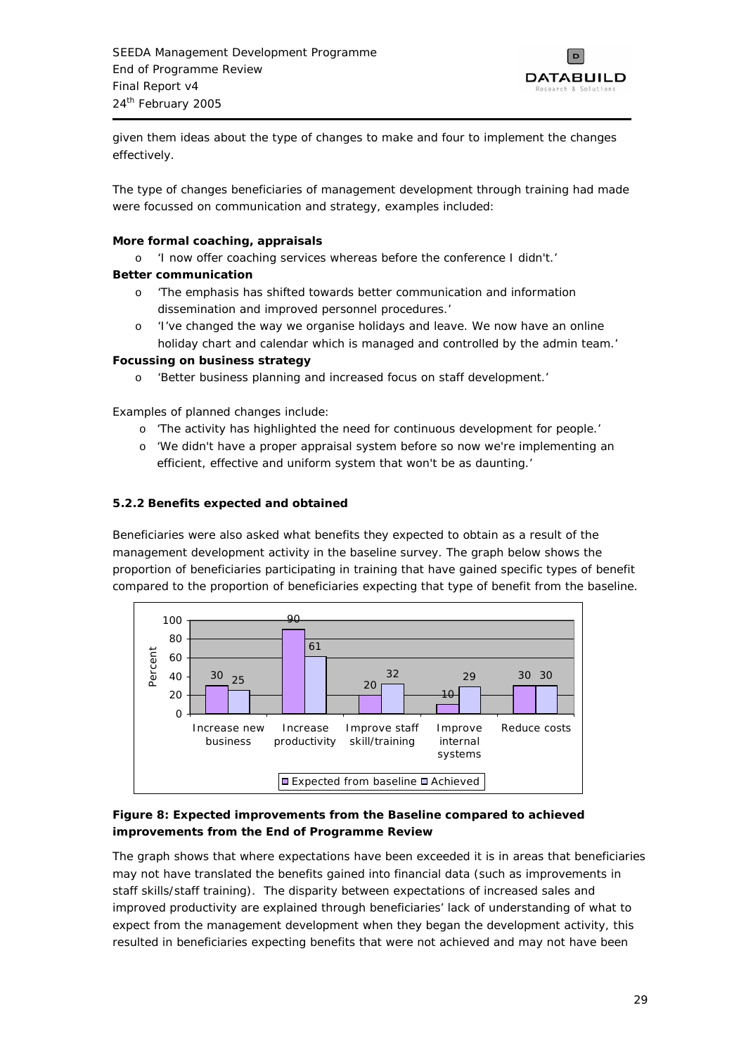given them ideas about the type of changes to make and four to implement the changes effectively.

The type of changes beneficiaries of management development through training had made were focussed on communication and strategy, examples included:

**More formal coaching, appraisals**

- 'I now offer coaching services whereas before the conference I didn't.'

**Better communication**

- 'The emphasis has shifted towards better communication and information dissemination and improved personnel procedures.'
- 'I've changed the way we organise holidays and leave. We now have an online holiday chart and calendar which is managed and controlled by the admin team.'

**Focussing on business strategy**

- 'Better business planning and increased focus on staff development.'

Examples of planned changes include:

- 'The activity has highlighted the need for continuous development for people.'
- 'We didn't have a proper appraisal system before so now we're implementing an efficient, effective and uniform system that won't be as daunting.'

### 5.2.2 Benefits expected and obtained

Beneficiaries were also asked what benefits they expected to obtain as a result of the management development activity in the baseline survey. The graph below shows the proportion of beneficiaries participating in training that have gained specific types of benefit compared to the proportion of beneficiaries expecting that type of benefit from the baseline.

| Percent | Increase new business | Increase productivity | Improve staff skill/training | Improve internal systems | Reduce costs |
|---|---|---|---|---|---|
| Expected from baseline | 30 | 90 | 20 | 10 | 30 |
| Achieved | 25 | 61 | 32 | 29 | 30 |

**Figure 8: Expected improvements from the Baseline compared to achieved improvements from the End of Programme Review**

The graph shows that where expectations have been exceeded it is in areas that beneficiaries may not have translated the benefits gained into financial data (such as improvements in staff skills/staff training). The disparity between expectations of increased sales and improved productivity are explained through beneficiaries' lack of understanding of what to expect from the management development when they began the development activity, this resulted in beneficiaries expecting benefits that were not achieved and may not have been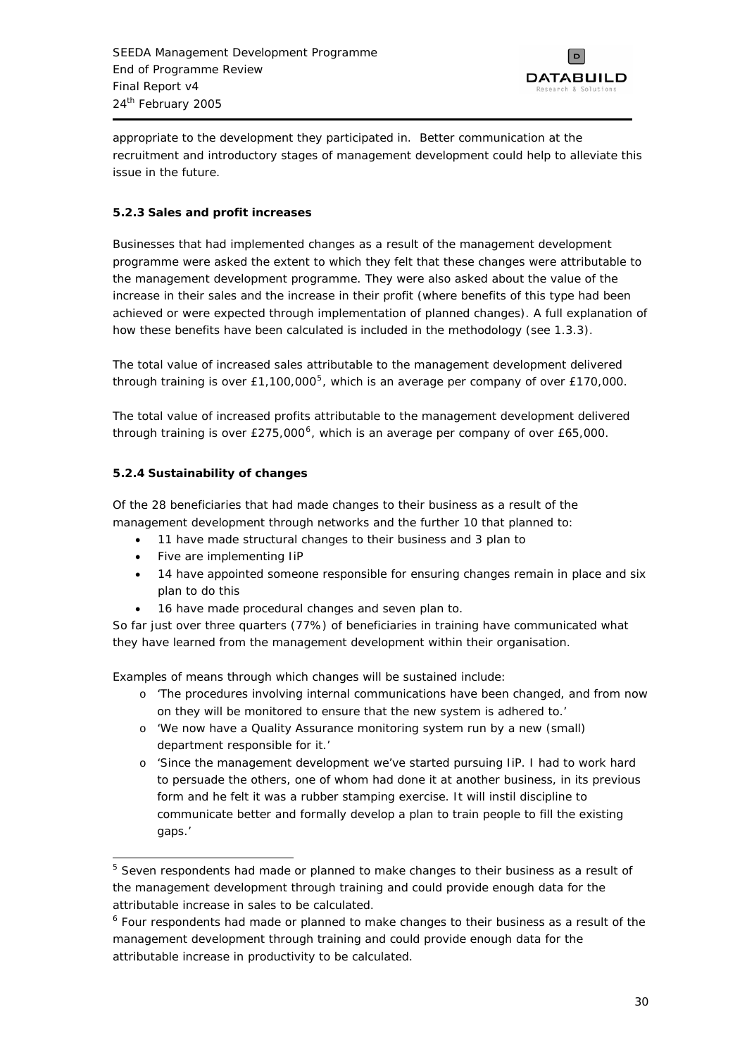appropriate to the development they participated in. Better communication at the recruitment and introductory stages of management development could help to alleviate this issue in the future.

### 5.2.3 Sales and profit increases

Businesses that had implemented changes as a result of the management development programme were asked the extent to which they felt that these changes were attributable to the management development programme. They were also asked about the value of the increase in their sales and the increase in their profit (where benefits of this type had been achieved or were expected through implementation of planned changes). A full explanation of how these benefits have been calculated is included in the methodology (see 1.3.3).

The total value of increased sales attributable to the management development delivered through training is over £1,100,000[5], which is an average per company of over £170,000.

The total value of increased profits attributable to the management development delivered through training is over £275,000[6], which is an average per company of over £65,000.

### 5.2.4 Sustainability of changes

Of the 28 beneficiaries that had made changes to their business as a result of the management development through networks and the further 10 that planned to:

- 11 have made structural changes to their business and 3 plan to
- Five are implementing IiP
- 14 have appointed someone responsible for ensuring changes remain in place and six plan to do this
- 16 have made procedural changes and seven plan to.

So far just over three quarters (77%) of beneficiaries in training have communicated what they have learned from the management development within their organisation.

Examples of means through which changes will be sustained include:

- 'The procedures involving internal communications have been changed, and from now on they will be monitored to ensure that the new system is adhered to.'
- 'We now have a Quality Assurance monitoring system run by a new (small) department responsible for it.'
- 'Since the management development we've started pursuing IiP. I had to work hard to persuade the others, one of whom had done it at another business, in its previous form and he felt it was a rubber stamping exercise. It will instil discipline to communicate better and formally develop a plan to train people to fill the existing gaps.'

---

[5] Seven respondents had made or planned to make changes to their business as a result of the management development through training and could provide enough data for the attributable increase in sales to be calculated.

[6] Four respondents had made or planned to make changes to their business as a result of the management development through training and could provide enough data for the attributable increase in productivity to be calculated.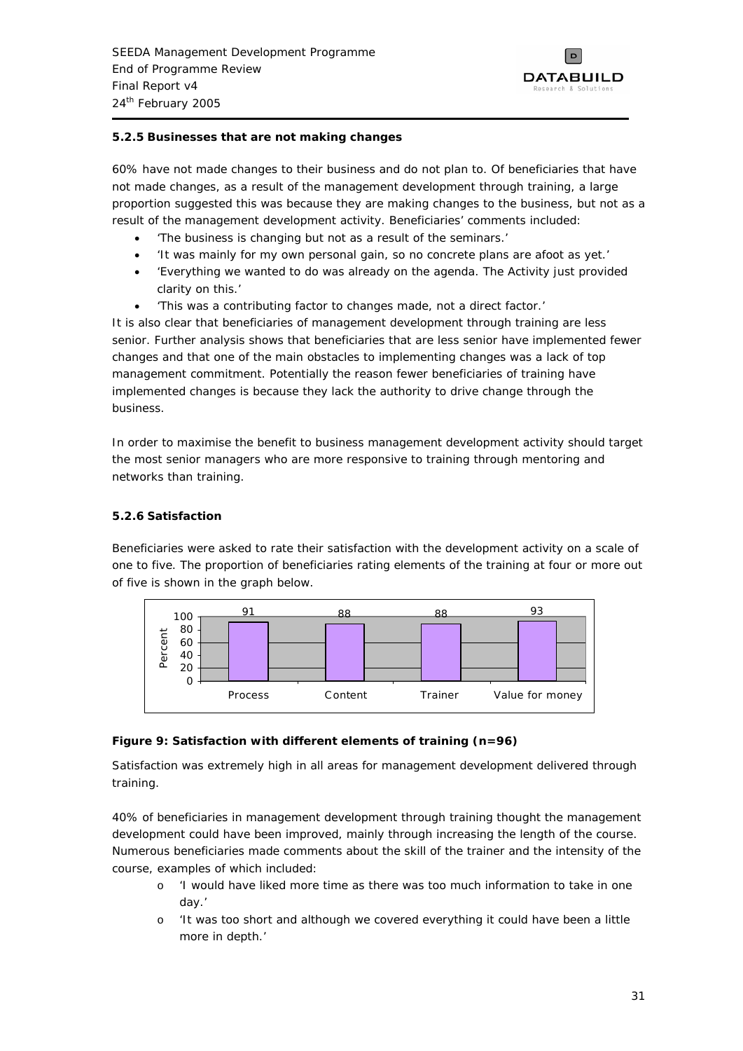#### 5.2.5 Businesses that are not making changes

60% have not made changes to their business and do not plan to. Of beneficiaries that have not made changes, as a result of the management development through training, a large proportion suggested this was because they are making changes to the business, but not as a result of the management development activity. Beneficiaries' comments included:

- 'The business is changing but not as a result of the seminars.'
- 'It was mainly for my own personal gain, so no concrete plans are afoot as yet.'
- 'Everything we wanted to do was already on the agenda. The Activity just provided clarity on this.'
- 'This was a contributing factor to changes made, not a direct factor.'

It is also clear that beneficiaries of management development through training are less senior. Further analysis shows that beneficiaries that are less senior have implemented fewer changes and that one of the main obstacles to implementing changes was a lack of top management commitment. Potentially the reason fewer beneficiaries of training have implemented changes is because they lack the authority to drive change through the business.

In order to maximise the benefit to business management development activity should target the most senior managers who are more responsive to training through mentoring and networks than training.

#### 5.2.6 Satisfaction

Beneficiaries were asked to rate their satisfaction with the development activity on a scale of one to five. The proportion of beneficiaries rating elements of the training at four or more out of five is shown in the graph below.

| | Process | Content | Trainer | Value for money |
|---|---|---|---|---|
| Percent | 91 | 88 | 88 | 93 |

**Figure 9: Satisfaction with different elements of training (n=96)**

Satisfaction was extremely high in all areas for management development delivered through training.

40% of beneficiaries in management development through training thought the management development could have been improved, mainly through increasing the length of the course. Numerous beneficiaries made comments about the skill of the trainer and the intensity of the course, examples of which included:

- 'I would have liked more time as there was too much information to take in one day.'
- 'It was too short and although we covered everything it could have been a little more in depth.'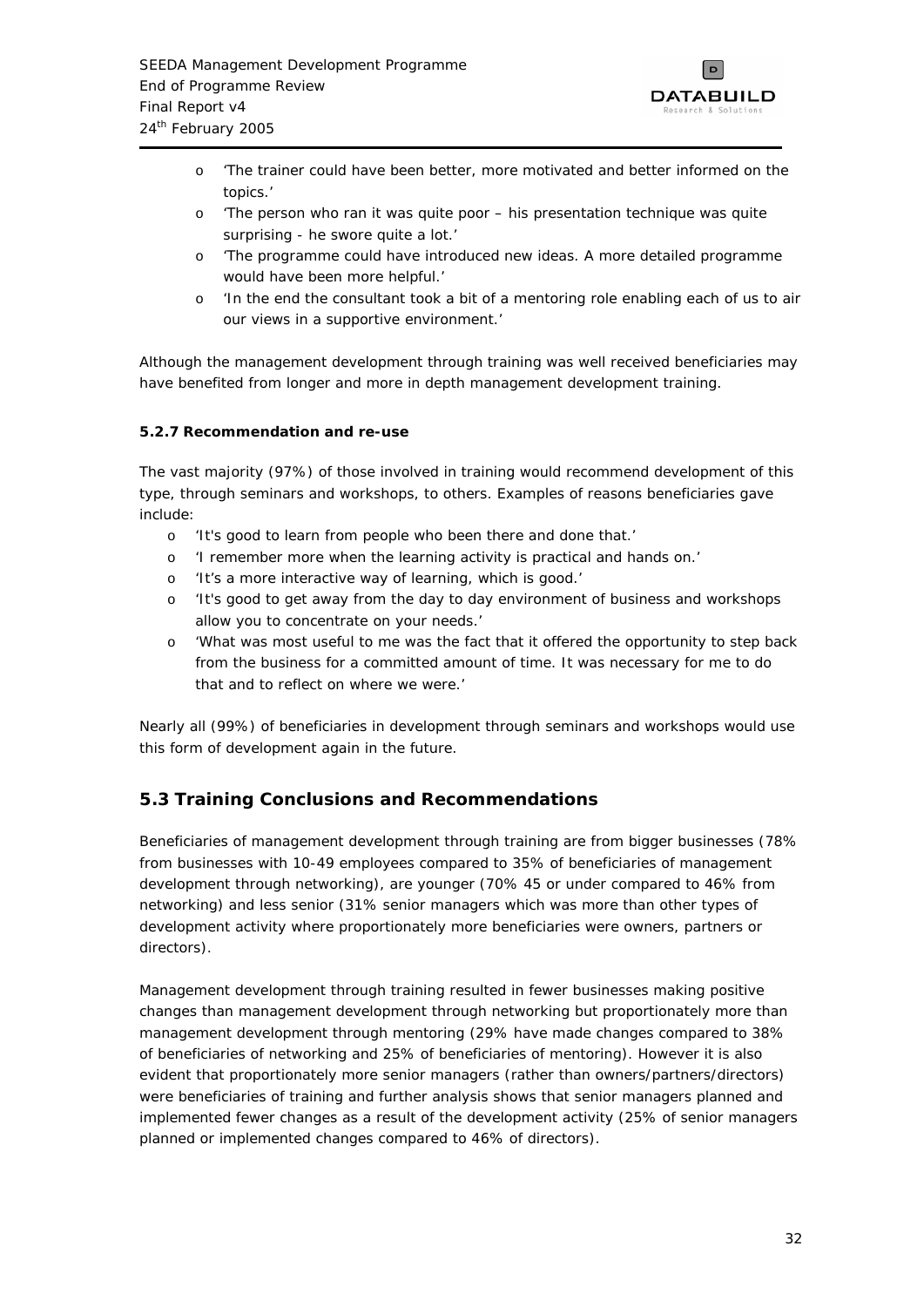- 'The trainer could have been better, more motivated and better informed on the topics.'
- 'The person who ran it was quite poor – his presentation technique was quite surprising - he swore quite a lot.'
- 'The programme could have introduced new ideas. A more detailed programme would have been more helpful.'
- 'In the end the consultant took a bit of a mentoring role enabling each of us to air our views in a supportive environment.'

Although the management development through training was well received beneficiaries may have benefited from longer and more in depth management development training.

#### 5.2.7 Recommendation and re-use

The vast majority (97%) of those involved in training would recommend development of this type, through seminars and workshops, to others. Examples of reasons beneficiaries gave include:

- 'It's good to learn from people who been there and done that.'
- 'I remember more when the learning activity is practical and hands on.'
- 'It's a more interactive way of learning, which is good.'
- 'It's good to get away from the day to day environment of business and workshops allow you to concentrate on your needs.'
- 'What was most useful to me was the fact that it offered the opportunity to step back from the business for a committed amount of time. It was necessary for me to do that and to reflect on where we were.'

Nearly all (99%) of beneficiaries in development through seminars and workshops would use this form of development again in the future.

## 5.3 Training Conclusions and Recommendations

Beneficiaries of management development through training are from bigger businesses (78% from businesses with 10-49 employees compared to 35% of beneficiaries of management development through networking), are younger (70% 45 or under compared to 46% from networking) and less senior (31% senior managers which was more than other types of development activity where proportionately more beneficiaries were owners, partners or directors).

Management development through training resulted in fewer businesses making positive changes than management development through networking but proportionately more than management development through mentoring (29% have made changes compared to 38% of beneficiaries of networking and 25% of beneficiaries of mentoring). However it is also evident that proportionately more senior managers (rather than owners/partners/directors) were beneficiaries of training and further analysis shows that senior managers planned and implemented fewer changes as a result of the development activity (25% of senior managers planned or implemented changes compared to 46% of directors).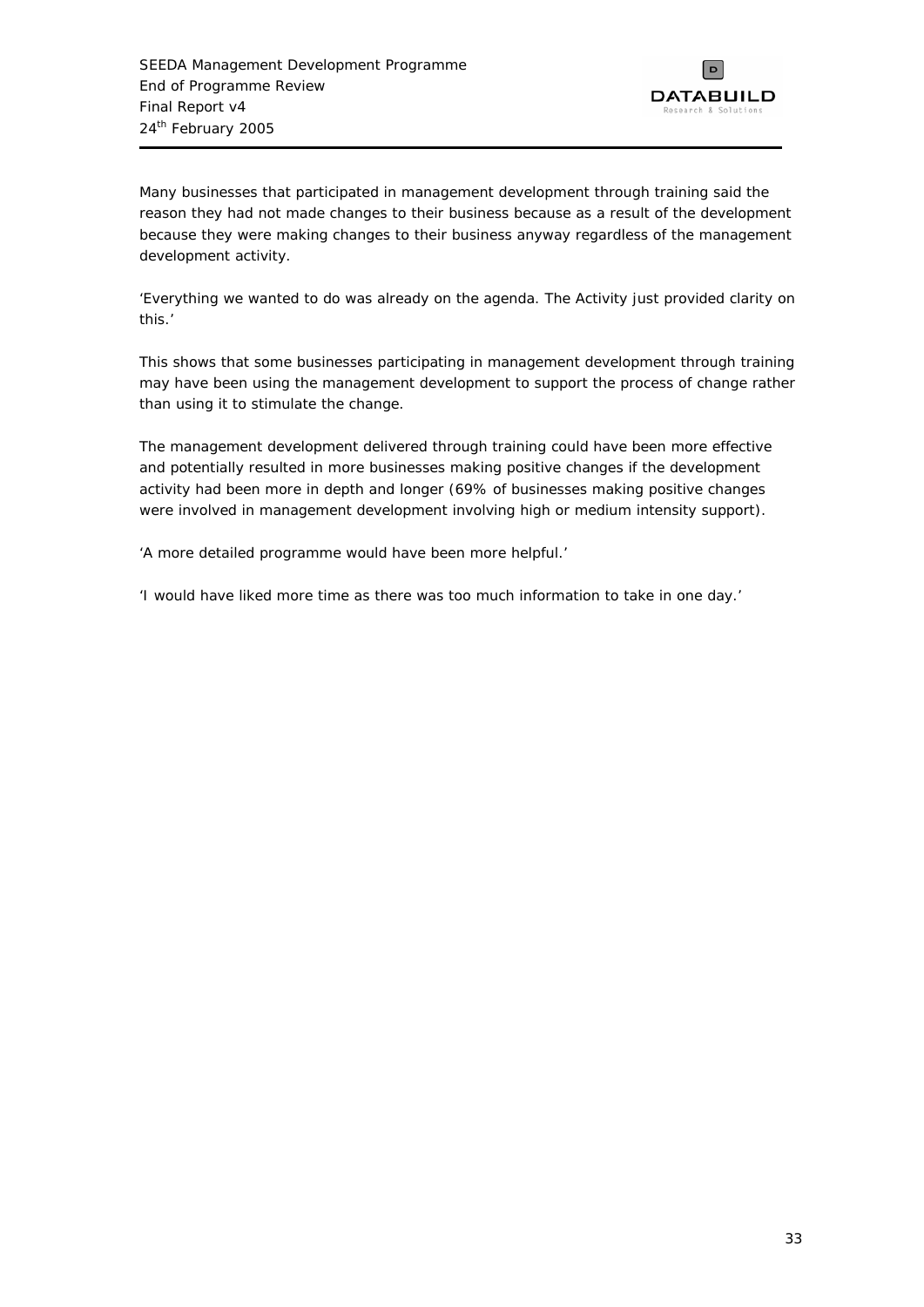Many businesses that participated in management development through training said the reason they had not made changes to their business because as a result of the development because they were making changes to their business anyway regardless of the management development activity.

'Everything we wanted to do was already on the agenda. The Activity just provided clarity on this.'

This shows that some businesses participating in management development through training may have been using the management development to support the process of change rather than using it to stimulate the change.

The management development delivered through training could have been more effective and potentially resulted in more businesses making positive changes if the development activity had been more in depth and longer (69% of businesses making positive changes were involved in management development involving high or medium intensity support).

'A more detailed programme would have been more helpful.'

'I would have liked more time as there was too much information to take in one day.'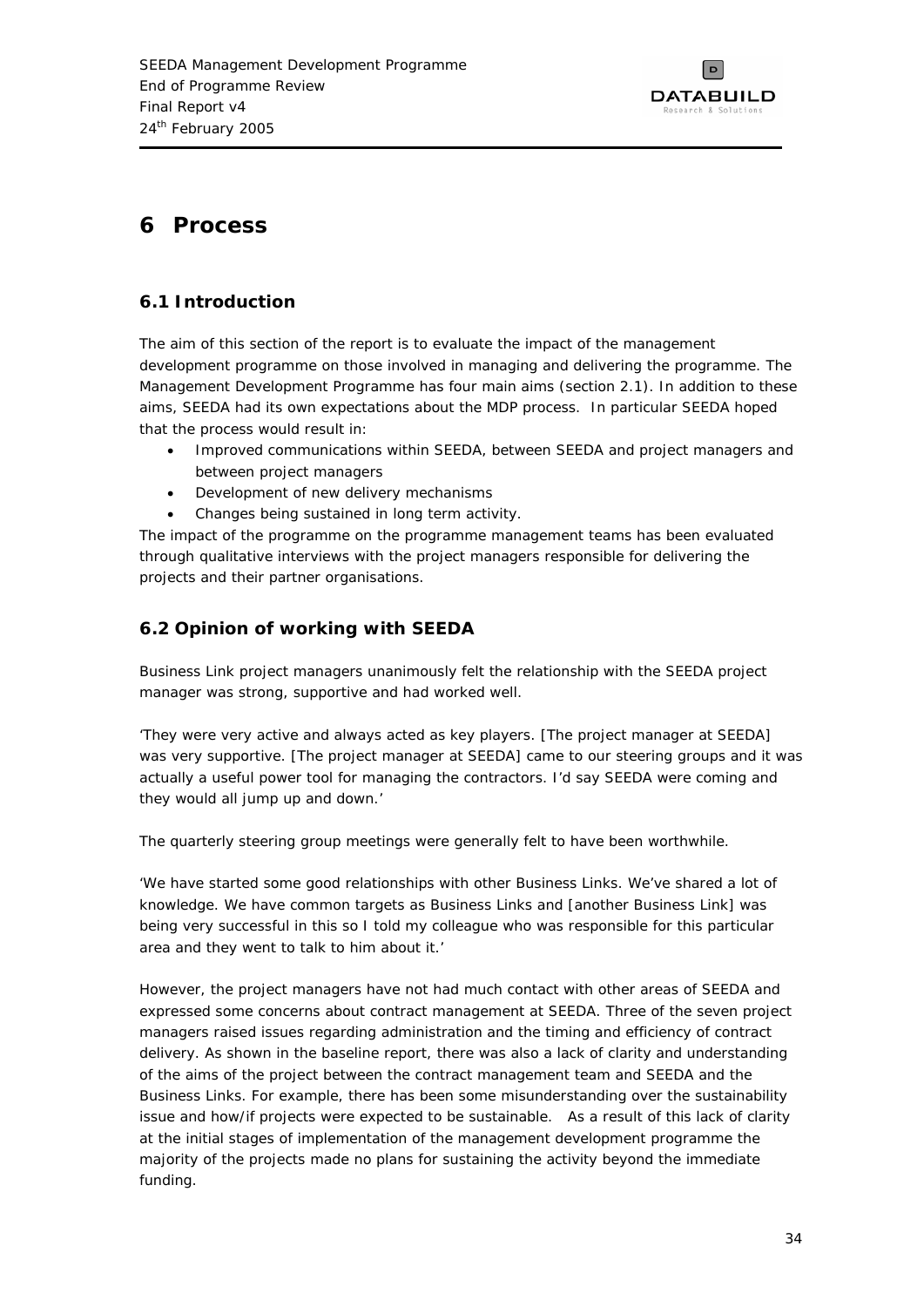# 6 Process

## 6.1 Introduction

The aim of this section of the report is to evaluate the impact of the management development programme on those involved in managing and delivering the programme. The Management Development Programme has four main aims (section 2.1). In addition to these aims, SEEDA had its own expectations about the MDP process. In particular SEEDA hoped that the process would result in:

- Improved communications within SEEDA, between SEEDA and project managers and between project managers
- Development of new delivery mechanisms
- Changes being sustained in long term activity.

The impact of the programme on the programme management teams has been evaluated through qualitative interviews with the project managers responsible for delivering the projects and their partner organisations.

## 6.2 Opinion of working with SEEDA

Business Link project managers unanimously felt the relationship with the SEEDA project manager was strong, supportive and had worked well.

*'They were very active and always acted as key players. [The project manager at SEEDA] was very supportive. [The project manager at SEEDA] came to our steering groups and it was actually a useful power tool for managing the contractors. I'd say SEEDA were coming and they would all jump up and down.'*

The quarterly steering group meetings were generally felt to have been worthwhile.

*'We have started some good relationships with other Business Links. We've shared a lot of knowledge. We have common targets as Business Links and [another Business Link] was being very successful in this so I told my colleague who was responsible for this particular area and they went to talk to him about it.'*

However, the project managers have not had much contact with other areas of SEEDA and expressed some concerns about contract management at SEEDA. Three of the seven project managers raised issues regarding administration and the timing and efficiency of contract delivery. As shown in the baseline report, there was also a lack of clarity and understanding of the aims of the project between the contract management team and SEEDA and the Business Links. For example, there has been some misunderstanding over the sustainability issue and how/if projects were expected to be sustainable. As a result of this lack of clarity at the initial stages of implementation of the management development programme the majority of the projects made no plans for sustaining the activity beyond the immediate funding.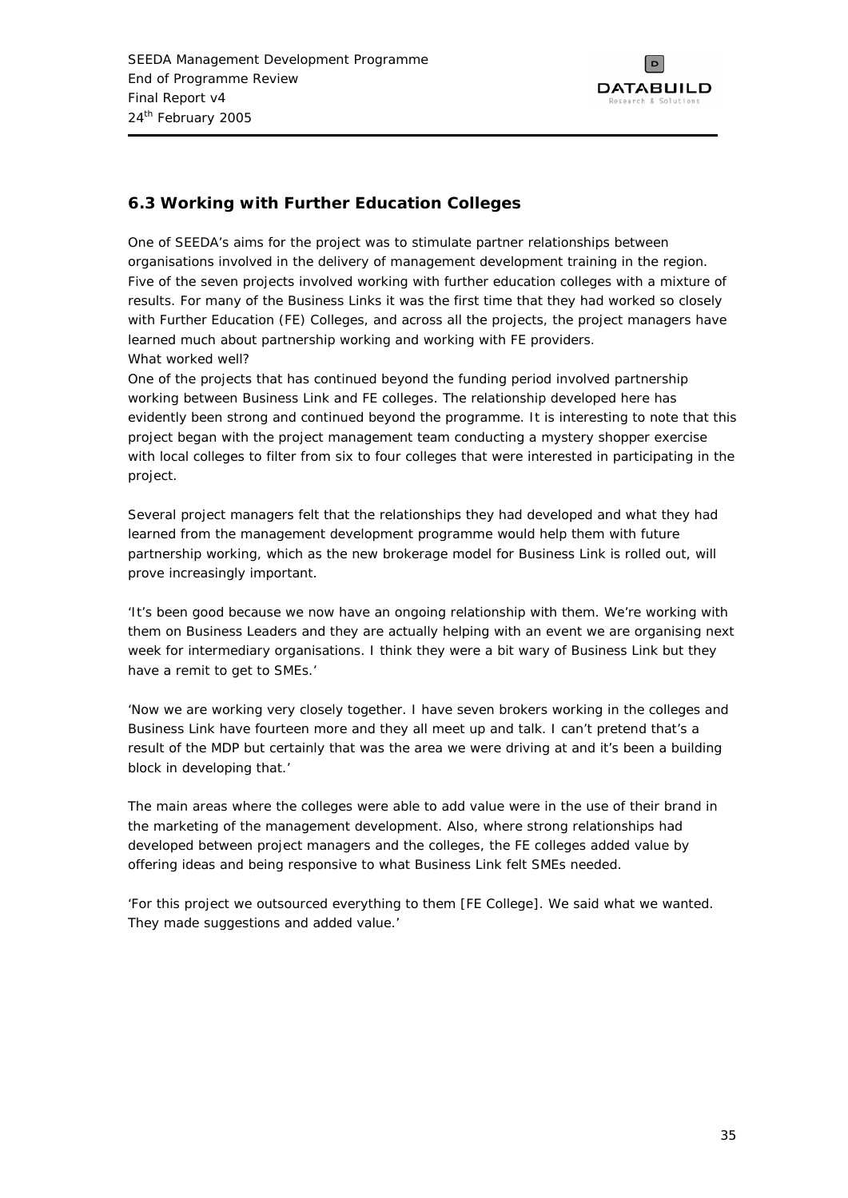## 6.3 Working with Further Education Colleges

One of SEEDA's aims for the project was to stimulate partner relationships between organisations involved in the delivery of management development training in the region. Five of the seven projects involved working with further education colleges with a mixture of results. For many of the Business Links it was the first time that they had worked so closely with Further Education (FE) Colleges, and across all the projects, the project managers have learned much about partnership working and working with FE providers.

*What worked well?*

One of the projects that has continued beyond the funding period involved partnership working between Business Link and FE colleges. The relationship developed here has evidently been strong and continued beyond the programme. It is interesting to note that this project began with the project management team conducting a mystery shopper exercise with local colleges to filter from six to four colleges that were interested in participating in the project.

Several project managers felt that the relationships they had developed and what they had learned from the management development programme would help them with future partnership working, which as the new brokerage model for Business Link is rolled out, will prove increasingly important.

*'It's been good because we now have an ongoing relationship with them. We're working with them on Business Leaders and they are actually helping with an event we are organising next week for intermediary organisations. I think they were a bit wary of Business Link but they have a remit to get to SMEs.'*

*'Now we are working very closely together. I have seven brokers working in the colleges and Business Link have fourteen more and they all meet up and talk. I can't pretend that's a result of the MDP but certainly that was the area we were driving at and it's been a building block in developing that.'*

The main areas where the colleges were able to add value were in the use of their brand in the marketing of the management development. Also, where strong relationships had developed between project managers and the colleges, the FE colleges added value by offering ideas and being responsive to what Business Link felt SMEs needed.

*'For this project we outsourced everything to them [FE College]. We said what we wanted. They made suggestions and added value.'*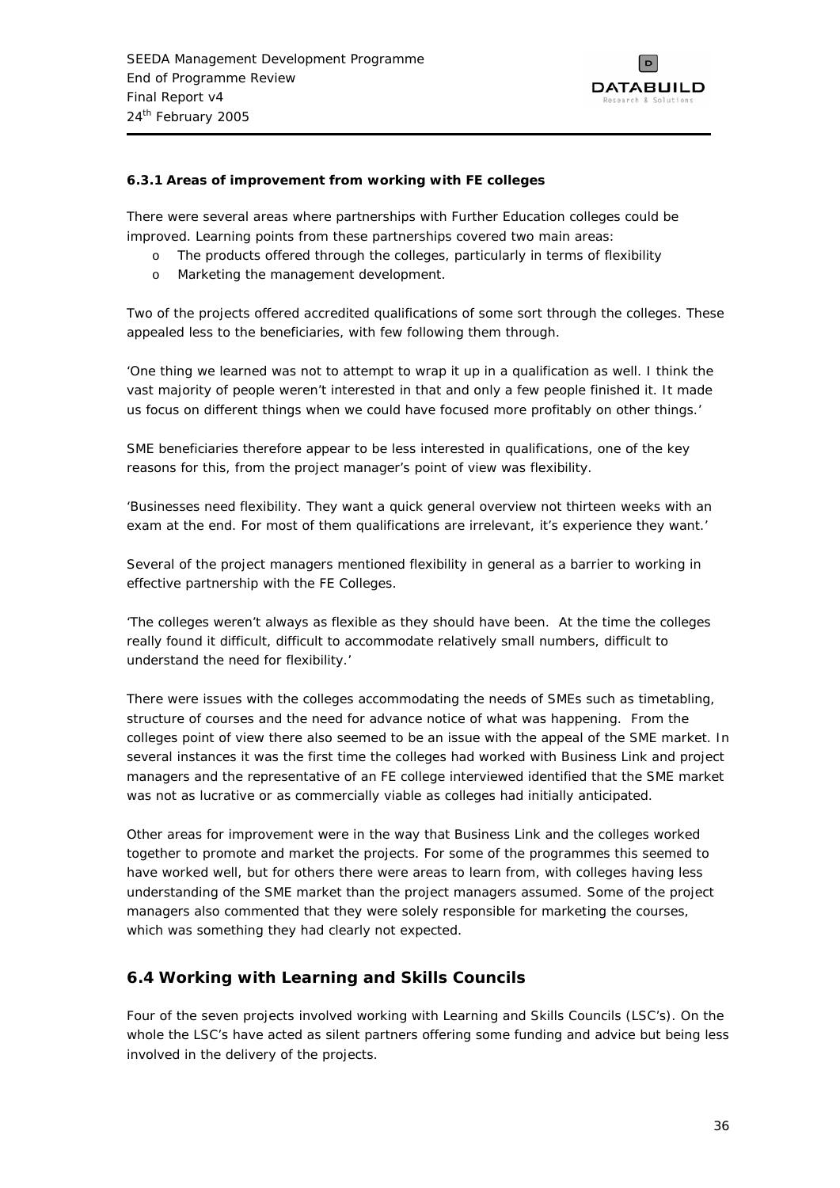#### 6.3.1 Areas of improvement from working with FE colleges

There were several areas where partnerships with Further Education colleges could be improved. Learning points from these partnerships covered two main areas:

- The products offered through the colleges, particularly in terms of flexibility
- Marketing the management development.

Two of the projects offered accredited qualifications of some sort through the colleges. These appealed less to the beneficiaries, with few following them through.

*'One thing we learned was not to attempt to wrap it up in a qualification as well. I think the vast majority of people weren't interested in that and only a few people finished it. It made us focus on different things when we could have focused more profitably on other things.'*

SME beneficiaries therefore appear to be less interested in qualifications, one of the key reasons for this, from the project manager's point of view was flexibility.

*'Businesses need flexibility. They want a quick general overview not thirteen weeks with an exam at the end. For most of them qualifications are irrelevant, it's experience they want.'*

Several of the project managers mentioned flexibility in general as a barrier to working in effective partnership with the FE Colleges.

*'The colleges weren't always as flexible as they should have been. At the time the colleges really found it difficult, difficult to accommodate relatively small numbers, difficult to understand the need for flexibility.'*

There were issues with the colleges accommodating the needs of SMEs such as timetabling, structure of courses and the need for advance notice of what was happening. From the colleges point of view there also seemed to be an issue with the appeal of the SME market. In several instances it was the first time the colleges had worked with Business Link and project managers and the representative of an FE college interviewed identified that the SME market was not as lucrative or as commercially viable as colleges had initially anticipated.

Other areas for improvement were in the way that Business Link and the colleges worked together to promote and market the projects. For some of the programmes this seemed to have worked well, but for others there were areas to learn from, with colleges having less understanding of the SME market than the project managers assumed. Some of the project managers also commented that they were solely responsible for marketing the courses, which was something they had clearly not expected.

### 6.4 Working with Learning and Skills Councils

Four of the seven projects involved working with Learning and Skills Councils (LSC's). On the whole the LSC's have acted as silent partners offering some funding and advice but being less involved in the delivery of the projects.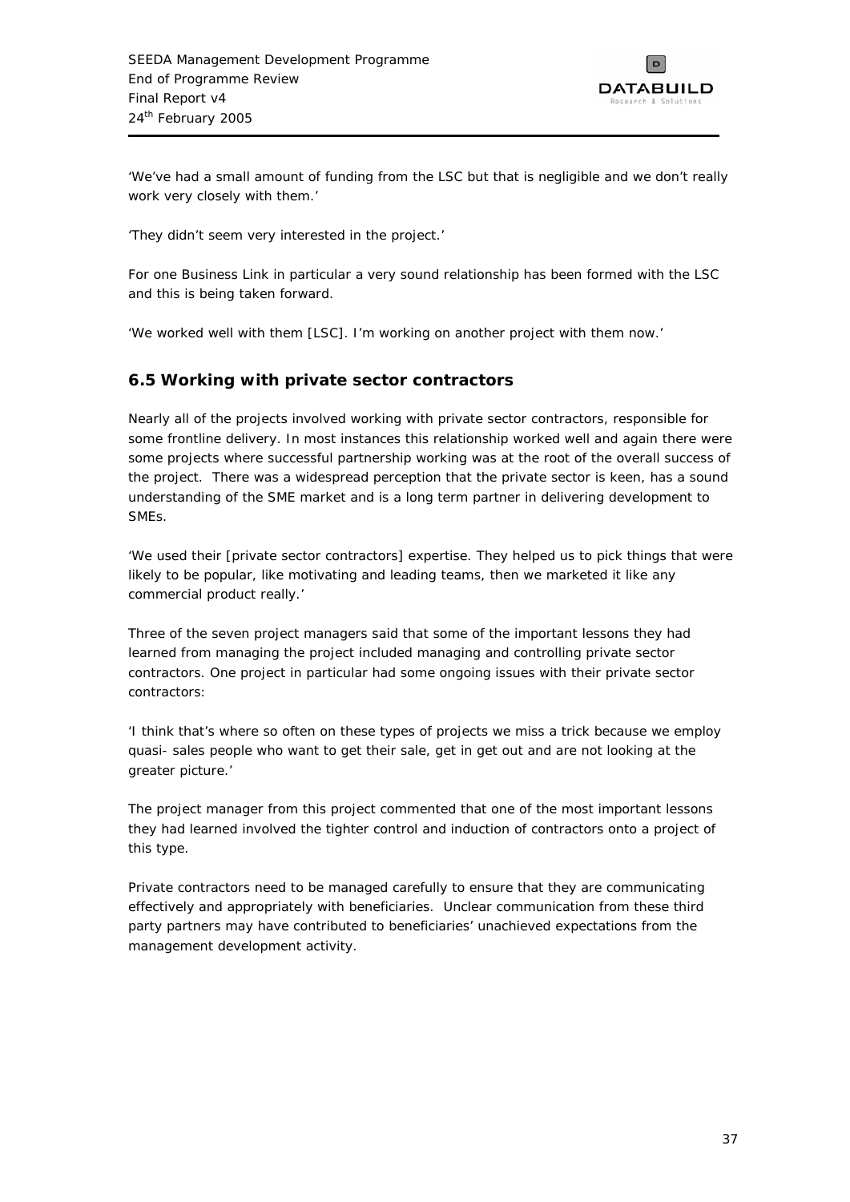'We've had a small amount of funding from the LSC but that is negligible and we don't really work very closely with them.'

'They didn't seem very interested in the project.'

For one Business Link in particular a very sound relationship has been formed with the LSC and this is being taken forward.

'We worked well with them [LSC]. I'm working on another project with them now.'

## 6.5 Working with private sector contractors

Nearly all of the projects involved working with private sector contractors, responsible for some frontline delivery. In most instances this relationship worked well and again there were some projects where successful partnership working was at the root of the overall success of the project. There was a widespread perception that the private sector is keen, has a sound understanding of the SME market and is a long term partner in delivering development to SMEs.

'We used their [private sector contractors] expertise. They helped us to pick things that were likely to be popular, like motivating and leading teams, then we marketed it like any commercial product really.'

Three of the seven project managers said that some of the important lessons they had learned from managing the project included managing and controlling private sector contractors. One project in particular had some ongoing issues with their private sector contractors:

'I think that's where so often on these types of projects we miss a trick because we employ quasi- sales people who want to get their sale, get in get out and are not looking at the greater picture.'

The project manager from this project commented that one of the most important lessons they had learned involved the tighter control and induction of contractors onto a project of this type.

Private contractors need to be managed carefully to ensure that they are communicating effectively and appropriately with beneficiaries. Unclear communication from these third party partners may have contributed to beneficiaries' unachieved expectations from the management development activity.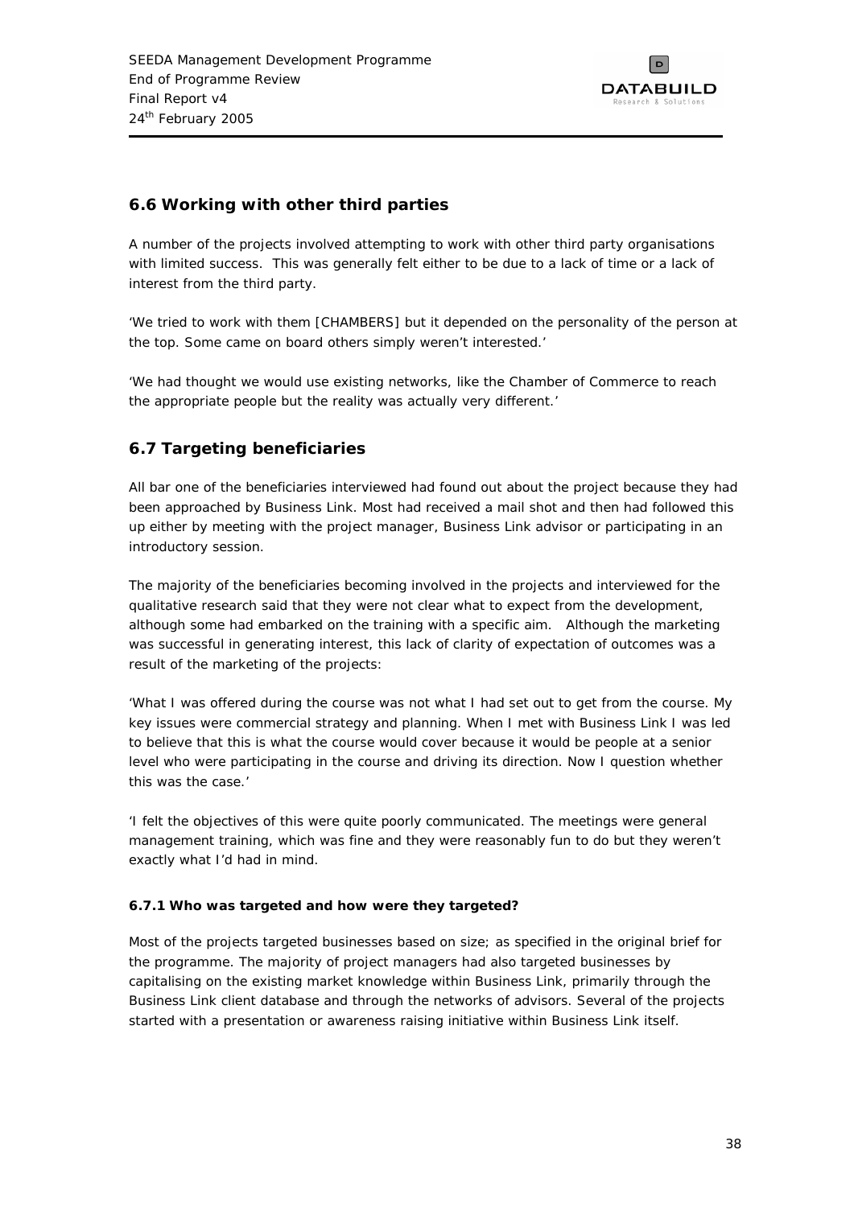## 6.6 Working with other third parties

A number of the projects involved attempting to work with other third party organisations with limited success. This was generally felt either to be due to a lack of time or a lack of interest from the third party.

*'We tried to work with them [CHAMBERS] but it depended on the personality of the person at the top. Some came on board others simply weren't interested.'*

*'We had thought we would use existing networks, like the Chamber of Commerce to reach the appropriate people but the reality was actually very different.'*

## 6.7 Targeting beneficiaries

All bar one of the beneficiaries interviewed had found out about the project because they had been approached by Business Link. Most had received a mail shot and then had followed this up either by meeting with the project manager, Business Link advisor or participating in an introductory session.

The majority of the beneficiaries becoming involved in the projects and interviewed for the qualitative research said that they were not clear what to expect from the development, although some had embarked on the training with a specific aim. Although the marketing was successful in generating interest, this lack of clarity of expectation of outcomes was a result of the marketing of the projects:

*'What I was offered during the course was not what I had set out to get from the course. My key issues were commercial strategy and planning. When I met with Business Link I was led to believe that this is what the course would cover because it would be people at a senior level who were participating in the course and driving its direction. Now I question whether this was the case.'*

*'I felt the objectives of this were quite poorly communicated. The meetings were general management training, which was fine and they were reasonably fun to do but they weren't exactly what I'd had in mind.*

#### 6.7.1 Who was targeted and how were they targeted?

Most of the projects targeted businesses based on size; as specified in the original brief for the programme. The majority of project managers had also targeted businesses by capitalising on the existing market knowledge within Business Link, primarily through the Business Link client database and through the networks of advisors. Several of the projects started with a presentation or awareness raising initiative within Business Link itself.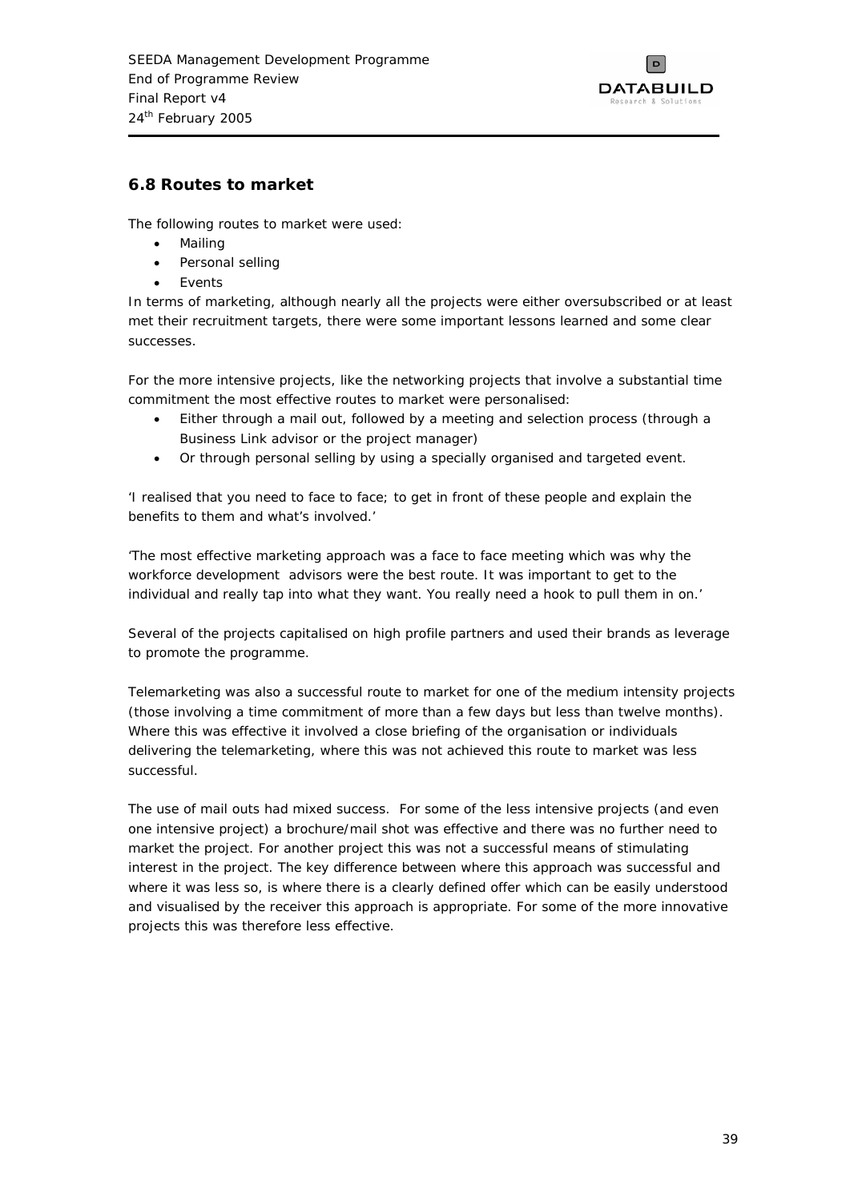## 6.8 Routes to market

The following routes to market were used:

- Mailing
- Personal selling
- Events

In terms of marketing, although nearly all the projects were either oversubscribed or at least met their recruitment targets, there were some important lessons learned and some clear successes.

For the more intensive projects, like the networking projects that involve a substantial time commitment the most effective routes to market were personalised:

- Either through a mail out, followed by a meeting and selection process (through a Business Link advisor or the project manager)
- Or through personal selling by using a specially organised and targeted event.

'I realised that you need to face to face; to get in front of these people and explain the benefits to them and what's involved.'

'The most effective marketing approach was a face to face meeting which was why the workforce development advisors were the best route. It was important to get to the individual and really tap into what they want. You really need a hook to pull them in on.'

Several of the projects capitalised on high profile partners and used their brands as leverage to promote the programme.

Telemarketing was also a successful route to market for one of the medium intensity projects (those involving a time commitment of more than a few days but less than twelve months). Where this was effective it involved a close briefing of the organisation or individuals delivering the telemarketing, where this was not achieved this route to market was less successful.

The use of mail outs had mixed success. For some of the less intensive projects (and even one intensive project) a brochure/mail shot was effective and there was no further need to market the project. For another project this was not a successful means of stimulating interest in the project. The key difference between where this approach was successful and where it was less so, is where there is a clearly defined offer which can be easily understood and visualised by the receiver this approach is appropriate. For some of the more innovative projects this was therefore less effective.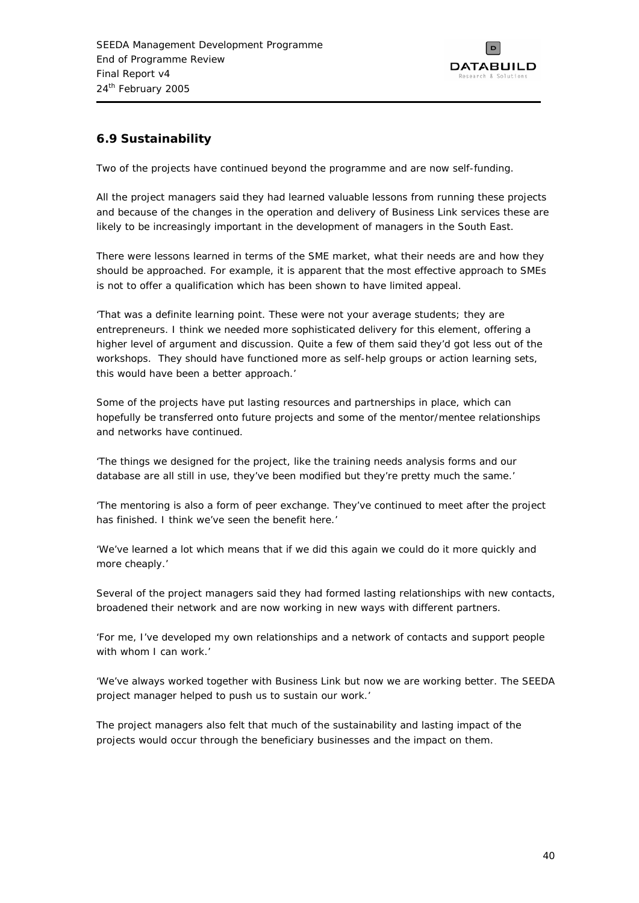## 6.9 Sustainability

Two of the projects have continued beyond the programme and are now self-funding.

All the project managers said they had learned valuable lessons from running these projects and because of the changes in the operation and delivery of Business Link services these are likely to be increasingly important in the development of managers in the South East.

There were lessons learned in terms of the SME market, what their needs are and how they should be approached. For example, it is apparent that the most effective approach to SMEs is not to offer a qualification which has been shown to have limited appeal.

*'That was a definite learning point. These were not your average students; they are entrepreneurs. I think we needed more sophisticated delivery for this element, offering a higher level of argument and discussion. Quite a few of them said they'd got less out of the workshops. They should have functioned more as self-help groups or action learning sets, this would have been a better approach.'*

Some of the projects have put lasting resources and partnerships in place, which can hopefully be transferred onto future projects and some of the mentor/mentee relationships and networks have continued.

*'The things we designed for the project, like the training needs analysis forms and our database are all still in use, they've been modified but they're pretty much the same.'*

*'The mentoring is also a form of peer exchange. They've continued to meet after the project has finished. I think we've seen the benefit here.'*

*'We've learned a lot which means that if we did this again we could do it more quickly and more cheaply.'*

Several of the project managers said they had formed lasting relationships with new contacts, broadened their network and are now working in new ways with different partners.

*'For me, I've developed my own relationships and a network of contacts and support people with whom I can work.'*

*'We've always worked together with Business Link but now we are working better. The SEEDA project manager helped to push us to sustain our work.'*

The project managers also felt that much of the sustainability and lasting impact of the projects would occur through the beneficiary businesses and the impact on them.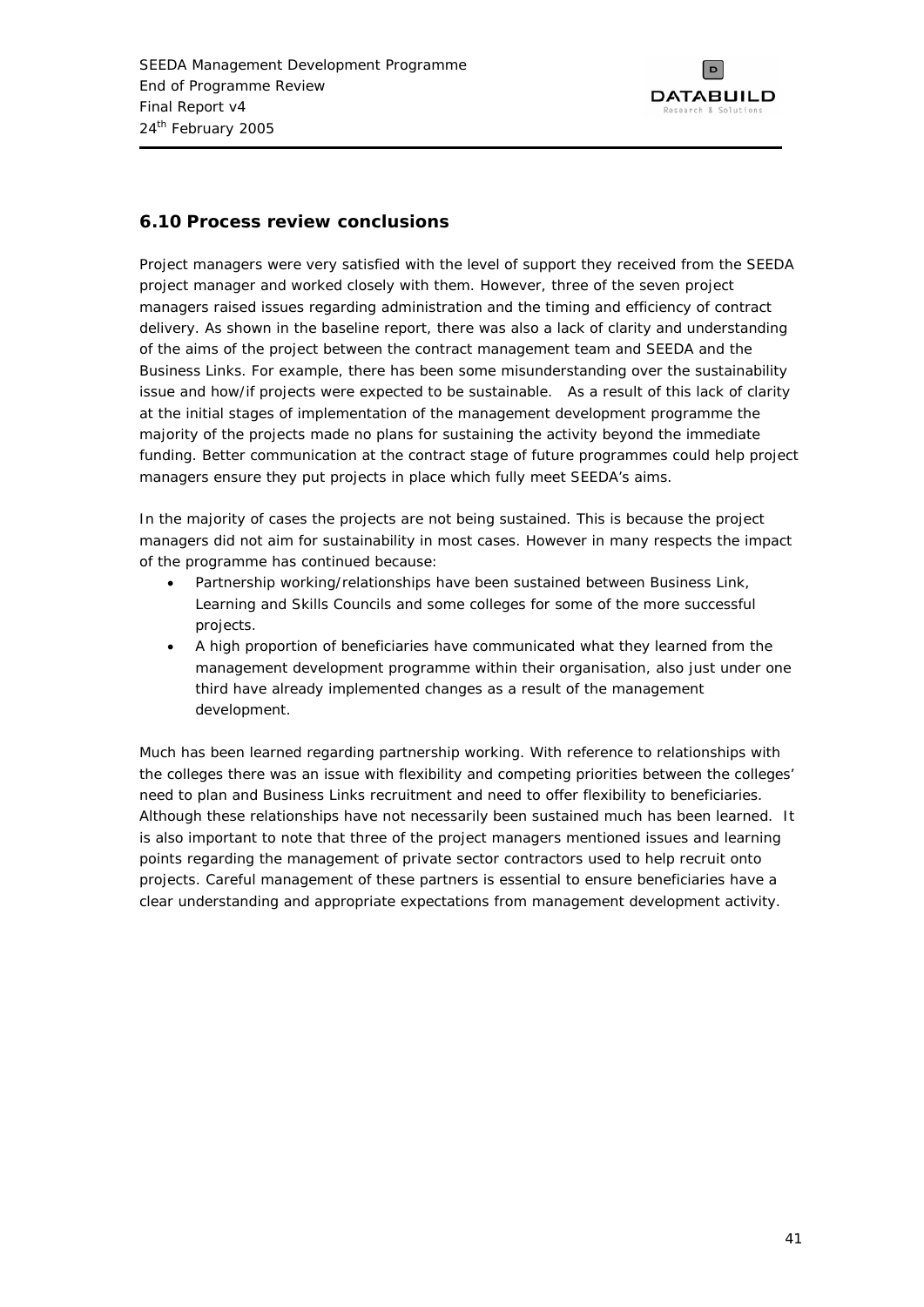## 6.10 Process review conclusions

Project managers were very satisfied with the level of support they received from the SEEDA project manager and worked closely with them. However, three of the seven project managers raised issues regarding administration and the timing and efficiency of contract delivery. As shown in the baseline report, there was also a lack of clarity and understanding of the aims of the project between the contract management team and SEEDA and the Business Links. For example, there has been some misunderstanding over the sustainability issue and how/if projects were expected to be sustainable. As a result of this lack of clarity at the initial stages of implementation of the management development programme the majority of the projects made no plans for sustaining the activity beyond the immediate funding. Better communication at the contract stage of future programmes could help project managers ensure they put projects in place which fully meet SEEDA's aims.

In the majority of cases the projects are not being sustained. This is because the project managers did not aim for sustainability in most cases. However in many respects the impact of the programme has continued because:

- Partnership working/relationships have been sustained between Business Link, Learning and Skills Councils and some colleges for some of the more successful projects.
- A high proportion of beneficiaries have communicated what they learned from the management development programme within their organisation, also just under one third have already implemented changes as a result of the management development.

Much has been learned regarding partnership working. With reference to relationships with the colleges there was an issue with flexibility and competing priorities between the colleges' need to plan and Business Links recruitment and need to offer flexibility to beneficiaries. Although these relationships have not necessarily been sustained much has been learned. It is also important to note that three of the project managers mentioned issues and learning points regarding the management of private sector contractors used to help recruit onto projects. Careful management of these partners is essential to ensure beneficiaries have a clear understanding and appropriate expectations from management development activity.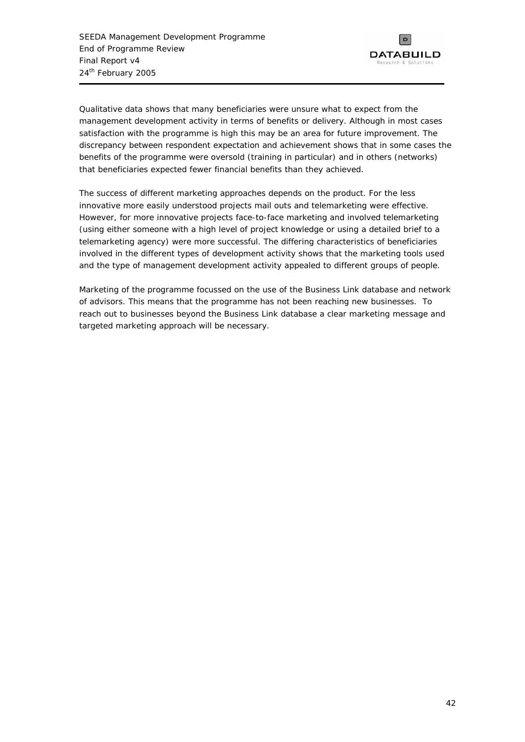Qualitative data shows that many beneficiaries were unsure what to expect from the management development activity in terms of benefits or delivery. Although in most cases satisfaction with the programme is high this may be an area for future improvement. The discrepancy between respondent expectation and achievement shows that in some cases the benefits of the programme were oversold (training in particular) and in others (networks) that beneficiaries expected fewer financial benefits than they achieved.

The success of different marketing approaches depends on the product. For the less innovative more easily understood projects mail outs and telemarketing were effective. However, for more innovative projects face-to-face marketing and involved telemarketing (using either someone with a high level of project knowledge or using a detailed brief to a telemarketing agency) were more successful. The differing characteristics of beneficiaries involved in the different types of development activity shows that the marketing tools used and the type of management development activity appealed to different groups of people.

Marketing of the programme focussed on the use of the Business Link database and network of advisors. This means that the programme has not been reaching new businesses. To reach out to businesses beyond the Business Link database a clear marketing message and targeted marketing approach will be necessary.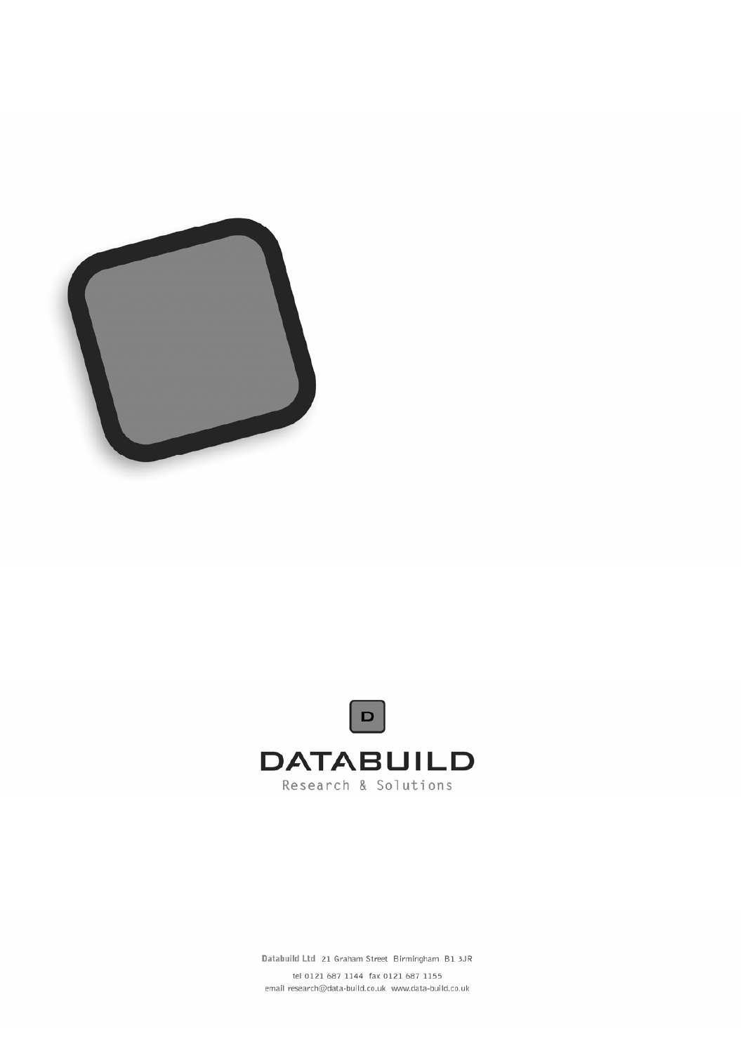D

DATABUILD

Research & Solutions

**Databuild Ltd** 21 Graham Street Birmingham B1 3JR

tel 0121 687 1144 fax 0121 687 1155

email research@data-build.co.uk www.data-build.co.uk